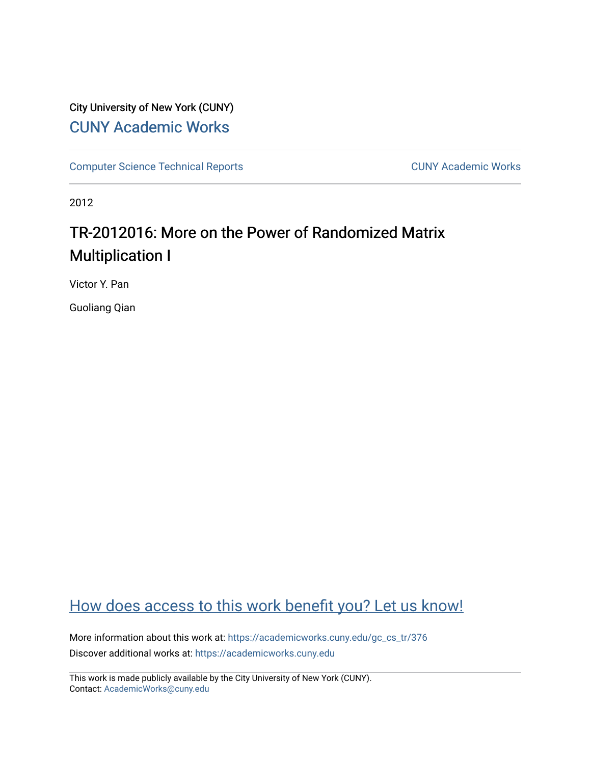City University of New York (CUNY)

# CUNY Academic Works

Computer Science Technical Reports | CUNY Academic Works

2012

## TR-2012016: More on the Power of Randomized Matrix Multiplication I

Victor Y. Pan

Guoliang Qian

How does access to this work benefit you? Let us know!

More information about this work at: https://academicworks.cuny.edu/gc_cs_tr/376

Discover additional works at: https://academicworks.cuny.edu

This work is made publicly available by the City University of New York (CUNY).
Contact: AcademicWorks@cuny.edu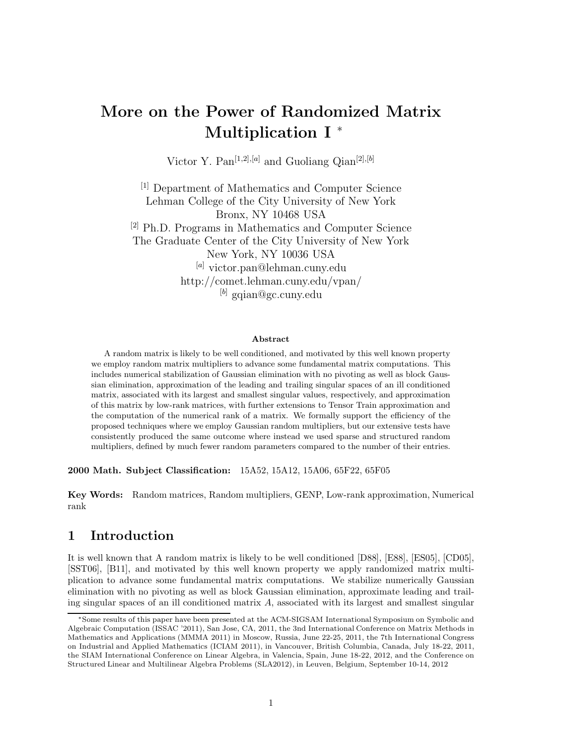# More on the Power of Randomized Matrix Multiplication I *

Victor Y. Pan[1,2],[a] and Guoliang Qian[2],[b]

[1] Department of Mathematics and Computer Science
Lehman College of the City University of New York
Bronx, NY 10468 USA
[2] Ph.D. Programs in Mathematics and Computer Science
The Graduate Center of the City University of New York
New York, NY 10036 USA
[a] victor.pan@lehman.cuny.edu
http://comet.lehman.cuny.edu/vpan/
[b] gqian@gc.cuny.edu

### Abstract

A random matrix is likely to be well conditioned, and motivated by this well known property we employ random matrix multipliers to advance some fundamental matrix computations. This includes numerical stabilization of Gaussian elimination with no pivoting as well as block Gaussian elimination, approximation of the leading and trailing singular spaces of an ill conditioned matrix, associated with its largest and smallest singular values, respectively, and approximation of this matrix by low-rank matrices, with further extensions to Tensor Train approximation and the computation of the numerical rank of a matrix. We formally support the efficiency of the proposed techniques where we employ Gaussian random multipliers, but our extensive tests have consistently produced the same outcome where instead we used sparse and structured random multipliers, defined by much fewer random parameters compared to the number of their entries.

**2000 Math. Subject Classification:** 15A52, 15A12, 15A06, 65F22, 65F05

**Key Words:** Random matrices, Random multipliers, GENP, Low-rank approximation, Numerical rank

## 1 Introduction

It is well known that A random matrix is likely to be well conditioned [D88], [E88], [ES05], [CD05], [SST06], [B11], and motivated by this well known property we apply randomized matrix multiplication to advance some fundamental matrix computations. We stabilize numerically Gaussian elimination with no pivoting as well as block Gaussian elimination, approximate leading and trailing singular spaces of an ill conditioned matrix $A$, associated with its largest and smallest singular

---

*Some results of this paper have been presented at the ACM-SIGSAM International Symposium on Symbolic and Algebraic Computation (ISSAC '2011), San Jose, CA, 2011, the 3nd International Conference on Matrix Methods in Mathematics and Applications (MMMA 2011) in Moscow, Russia, June 22-25, 2011, the 7th International Congress on Industrial and Applied Mathematics (ICIAM 2011), in Vancouver, British Columbia, Canada, July 18-22, 2011, the SIAM International Conference on Linear Algebra, in Valencia, Spain, June 18-22, 2012, and the Conference on Structured Linear and Multilinear Algebra Problems (SLA2012), in Leuven, Belgium, September 10-14, 2012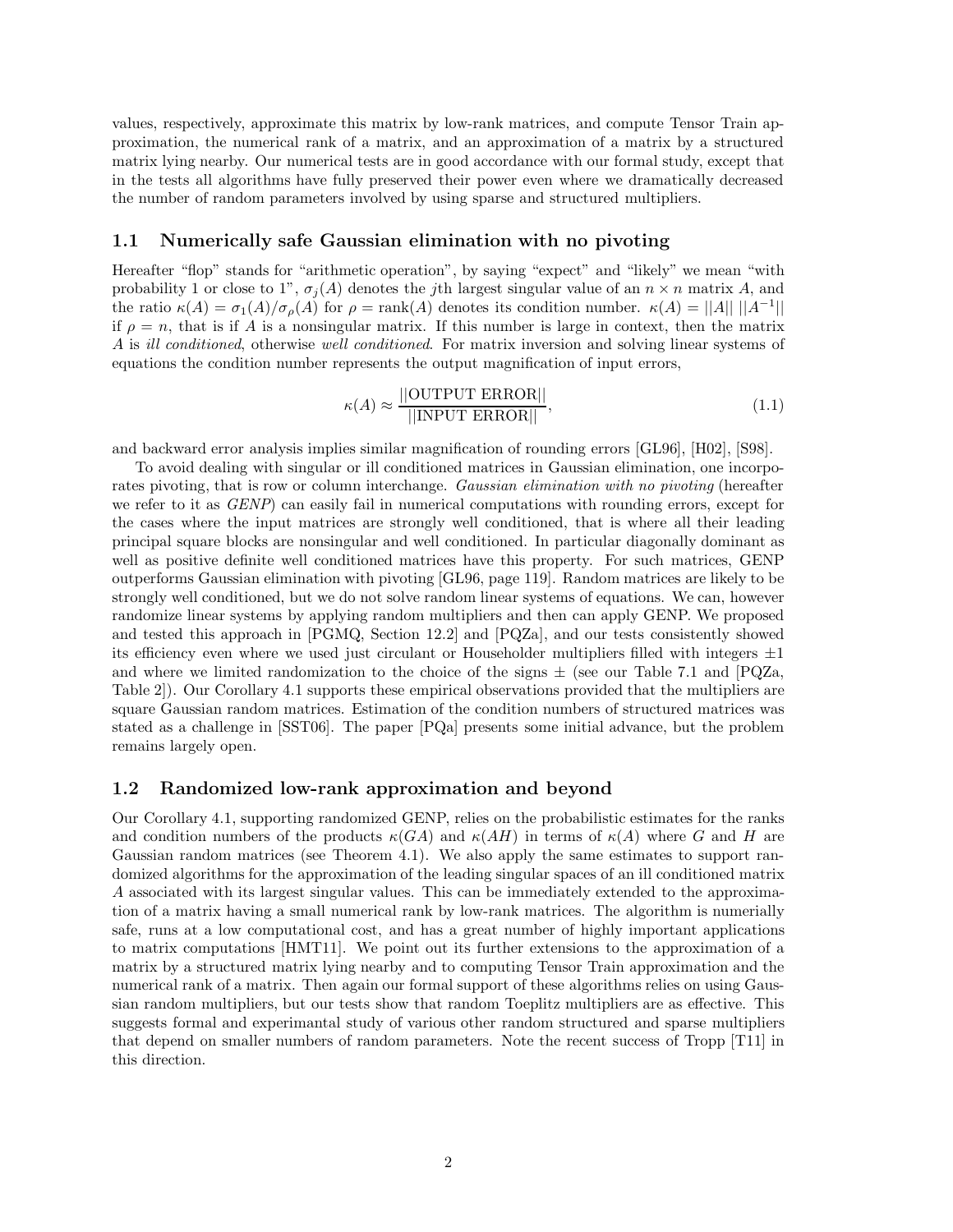values, respectively, approximate this matrix by low-rank matrices, and compute Tensor Train approximation, the numerical rank of a matrix, and an approximation of a matrix by a structured matrix lying nearby. Our numerical tests are in good accordance with our formal study, except that in the tests all algorithms have fully preserved their power even where we dramatically decreased the number of random parameters involved by using sparse and structured multipliers.

### 1.1 Numerically safe Gaussian elimination with no pivoting

Hereafter "flop" stands for "arithmetic operation", by saying "expect" and "likely" we mean "with probability 1 or close to 1", $\sigma_j(A)$ denotes the $j$th largest singular value of an $n \times n$ matrix $A$, and the ratio $\kappa(A) = \sigma_1(A)/\sigma_\rho(A)$ for $\rho = \text{rank}(A)$ denotes its condition number. $\kappa(A) = ||A||\ ||A^{-1}||$ if $\rho = n$, that is if $A$ is a nonsingular matrix. If this number is large in context, then the matrix $A$ is *ill conditioned*, otherwise *well conditioned*. For matrix inversion and solving linear systems of equations the condition number represents the output magnification of input errors,

$$\kappa(A) \approx \frac{||\text{OUTPUT ERROR}||}{||\text{INPUT ERROR}||}, \tag{1.1}$$

and backward error analysis implies similar magnification of rounding errors [GL96], [H02], [S98].

To avoid dealing with singular or ill conditioned matrices in Gaussian elimination, one incorporates pivoting, that is row or column interchange. *Gaussian elimination with no pivoting* (hereafter we refer to it as *GENP*) can easily fail in numerical computations with rounding errors, except for the cases where the input matrices are strongly well conditioned, that is where all their leading principal square blocks are nonsingular and well conditioned. In particular diagonally dominant as well as positive definite well conditioned matrices have this property. For such matrices, GENP outperforms Gaussian elimination with pivoting [GL96, page 119]. Random matrices are likely to be strongly well conditioned, but we do not solve random linear systems of equations. We can, however randomize linear systems by applying random multipliers and then can apply GENP. We proposed and tested this approach in [PGMQ, Section 12.2] and [PQZa], and our tests consistently showed its efficiency even where we used just circulant or Householder multipliers filled with integers $\pm 1$ and where we limited randomization to the choice of the signs $\pm$ (see our Table 7.1 and [PQZa, Table 2]). Our Corollary 4.1 supports these empirical observations provided that the multipliers are square Gaussian random matrices. Estimation of the condition numbers of structured matrices was stated as a challenge in [SST06]. The paper [PQa] presents some initial advance, but the problem remains largely open.

### 1.2 Randomized low-rank approximation and beyond

Our Corollary 4.1, supporting randomized GENP, relies on the probabilistic estimates for the ranks and condition numbers of the products $\kappa(GA)$ and $\kappa(AH)$ in terms of $\kappa(A)$ where $G$ and $H$ are Gaussian random matrices (see Theorem 4.1). We also apply the same estimates to support randomized algorithms for the approximation of the leading singular spaces of an ill conditioned matrix $A$ associated with its largest singular values. This can be immediately extended to the approximation of a matrix having a small numerical rank by low-rank matrices. The algorithm is numerially safe, runs at a low computational cost, and has a great number of highly important applications to matrix computations [HMT11]. We point out its further extensions to the approximation of a matrix by a structured matrix lying nearby and to computing Tensor Train approximation and the numerical rank of a matrix. Then again our formal support of these algorithms relies on using Gaussian random multipliers, but our tests show that random Toeplitz multipliers are as effective. This suggests formal and experimantal study of various other random structured and sparse multipliers that depend on smaller numbers of random parameters. Note the recent success of Tropp [T11] in this direction.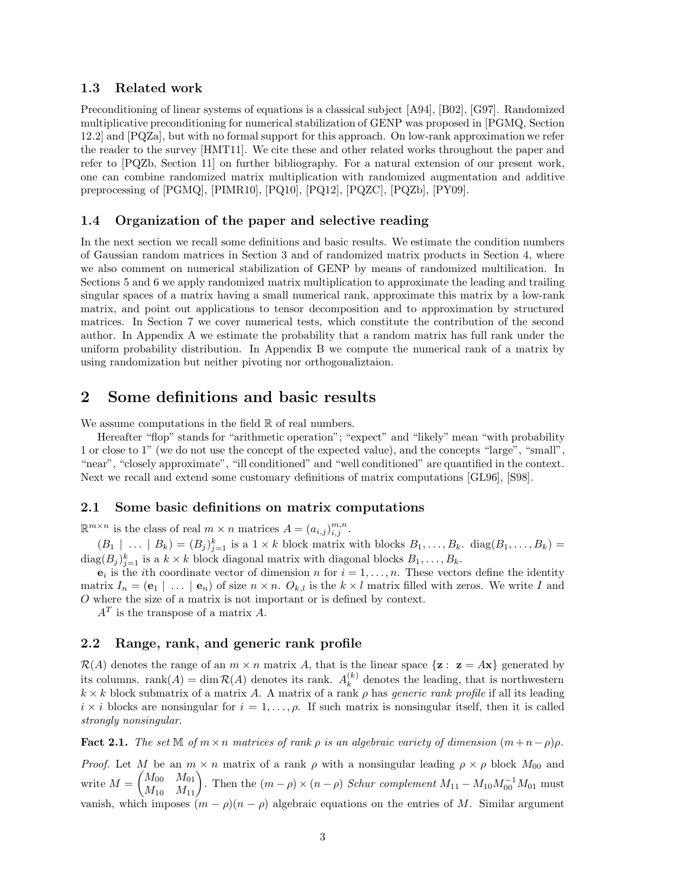### 1.3 Related work

Preconditioning of linear systems of equations is a classical subject [A94], [B02], [G97]. Randomized multiplicative preconditioning for numerical stabilization of GENP was proposed in [PGMQ, Section 12.2] and [PQZa], but with no formal support for this approach. On low-rank approximation we refer the reader to the survey [HMT11]. We cite these and other related works throughout the paper and refer to [PQZb, Section 11] on further bibliography. For a natural extension of our present work, one can combine randomized matrix multiplication with randomized augmentation and additive preprocessing of [PGMQ], [PIMR10], [PQ10], [PQ12], [PQZC], [PQZb], [PY09].

### 1.4 Organization of the paper and selective reading

In the next section we recall some definitions and basic results. We estimate the condition numbers of Gaussian random matrices in Section 3 and of randomized matrix products in Section 4, where we also comment on numerical stabilization of GENP by means of randomized multilication. In Sections 5 and 6 we apply randomized matrix multiplication to approximate the leading and trailing singular spaces of a matrix having a small numerical rank, approximate this matrix by a low-rank matrix, and point out applications to tensor decomposition and to approximation by structured matrices. In Section 7 we cover numerical tests, which constitute the contribution of the second author. In Appendix A we estimate the probability that a random matrix has full rank under the uniform probability distribution. In Appendix B we compute the numerical rank of a matrix by using randomization but neither pivoting nor orthogonaliztaion.

## 2 Some definitions and basic results

We assume computations in the field $\mathbb{R}$ of real numbers.

Hereafter "flop" stands for "arithmetic operation"; "expect" and "likely" mean "with probability 1 or close to 1" (we do not use the concept of the expected value), and the concepts "large", "small", "near", "closely approximate", "ill conditioned" and "well conditioned" are quantified in the context. Next we recall and extend some customary definitions of matrix computations [GL96], [S98].

### 2.1 Some basic definitions on matrix computations

$\mathbb{R}^{m\times n}$ is the class of real $m \times n$ matrices $A = (a_{i,j})_{i,j}^{m,n}$.

$(B_1 \mid \dots \mid B_k) = (B_j)_{j=1}^{k}$ is a $1 \times k$ block matrix with blocks $B_1, \dots, B_k$. $\mathrm{diag}(B_1, \dots, B_k) = \mathrm{diag}(B_j)_{j=1}^{k}$ is a $k \times k$ block diagonal matrix with diagonal blocks $B_1, \dots, B_k$.

$\mathbf{e}_i$ is the $i$th coordinate vector of dimension $n$ for $i = 1, \dots, n$. These vectors define the identity matrix $I_n = (\mathbf{e}_1 \mid \dots \mid \mathbf{e}_n)$ of size $n \times n$. $O_{k,l}$ is the $k \times l$ matrix filled with zeros. We write $I$ and $O$ where the size of a matrix is not important or is defined by context.

$A^T$ is the transpose of a matrix $A$.

### 2.2 Range, rank, and generic rank profile

$\mathcal{R}(A)$ denotes the range of an $m \times n$ matrix $A$, that is the linear space $\{\mathbf{z} : \mathbf{z} = A\mathbf{x}\}$ generated by its columns. $\mathrm{rank}(A) = \dim \mathcal{R}(A)$ denotes its rank. $A_k^{(k)}$ denotes the leading, that is northwestern $k \times k$ block submatrix of a matrix $A$. A matrix of a rank $\rho$ has *generic rank profile* if all its leading $i \times i$ blocks are nonsingular for $i = 1, \dots, \rho$. If such matrix is nonsingular itself, then it is called *strongly nonsingular*.

**Fact 2.1.** *The set $\mathbb{M}$ of $m \times n$ matrices of rank $\rho$ is an algebraic variety of dimension $(m+n-\rho)\rho$.*

*Proof.* Let $M$ be an $m \times n$ matrix of a rank $\rho$ with a nonsingular leading $\rho \times \rho$ block $M_{00}$ and write $M = \begin{pmatrix} M_{00} & M_{01} \\ M_{10} & M_{11} \end{pmatrix}$. Then the $(m-\rho)\times(n-\rho)$ *Schur complement* $M_{11} - M_{10}M_{00}^{-1}M_{01}$ must vanish, which imposes $(m-\rho)(n-\rho)$ algebraic equations on the entries of $M$. Similar argument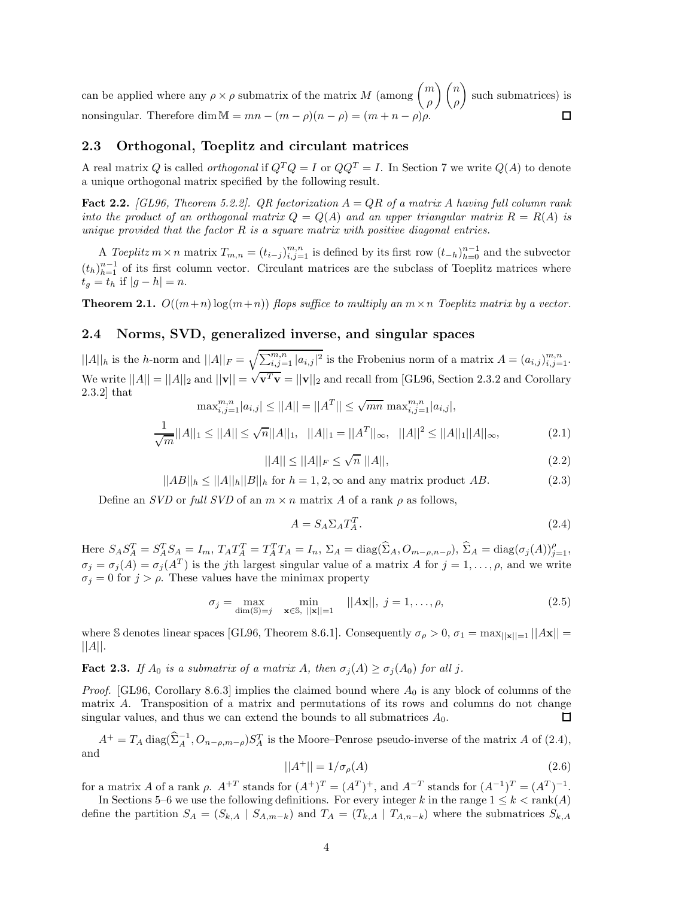can be applied where any $\rho \times \rho$ submatrix of the matrix $M$ (among $\binom{m}{\rho}\binom{n}{\rho}$ such submatrices) is nonsingular. Therefore $\dim \mathbb{M} = mn - (m-\rho)(n-\rho) = (m+n-\rho)\rho$. □

### 2.3 Orthogonal, Toeplitz and circulant matrices

A real matrix $Q$ is called *orthogonal* if $Q^TQ = I$ or $QQ^T = I$. In Section 7 we write $Q(A)$ to denote a unique orthogonal matrix specified by the following result.

**Fact 2.2.** *[GL96, Theorem 5.2.2]. QR factorization $A = QR$ of a matrix $A$ having full column rank into the product of an orthogonal matrix $Q = Q(A)$ and an upper triangular matrix $R = R(A)$ is unique provided that the factor $R$ is a square matrix with positive diagonal entries.*

A *Toeplitz* $m \times n$ matrix $T_{m,n} = (t_{i-j})_{i,j=1}^{m,n}$ is defined by its first row $(t_{-h})_{h=0}^{n-1}$ and the subvector $(t_h)_{h=1}^{n-1}$ of its first column vector. Circulant matrices are the subclass of Toeplitz matrices where $t_g = t_h$ if $|g-h| = n$.

**Theorem 2.1.** *$O((m+n)\log(m+n))$ flops suffice to multiply an $m \times n$ Toeplitz matrix by a vector.*

### 2.4 Norms, SVD, generalized inverse, and singular spaces

$||A||_h$ is the $h$-norm and $||A||_F = \sqrt{\sum_{i,j=1}^{m,n}|a_{i,j}|^2}$ is the Frobenius norm of a matrix $A = (a_{i,j})_{i,j=1}^{m,n}$. We write $||A|| = ||A||_2$ and $||\mathbf{v}|| = \sqrt{\mathbf{v}^T\mathbf{v}} = ||\mathbf{v}||_2$ and recall from [GL96, Section 2.3.2 and Corollary 2.3.2] that

$$\max_{i,j=1}^{m,n}|a_{i,j}| \le ||A|| = ||A^T|| \le \sqrt{mn}\,\max_{i,j=1}^{m,n}|a_{i,j}|,$$

$$\frac{1}{\sqrt{m}}||A||_1 \le ||A|| \le \sqrt{n}||A||_1, \quad ||A||_1 = ||A^T||_\infty, \quad ||A||^2 \le ||A||_1||A||_\infty, \tag{2.1}$$

$$||A|| \le ||A||_F \le \sqrt{n}\,||A||, \tag{2.2}$$

$$||AB||_h \le ||A||_h||B||_h \text{ for } h = 1,2,\infty \text{ and any matrix product } AB. \tag{2.3}$$

Define an *SVD* or *full SVD* of an $m \times n$ matrix $A$ of a rank $\rho$ as follows,

$$A = S_A\Sigma_A T_A^T. \tag{2.4}$$

Here $S_AS_A^T = S_A^TS_A = I_m$, $T_AT_A^T = T_A^TT_A = I_n$, $\Sigma_A = \operatorname{diag}(\widehat{\Sigma}_A, O_{m-\rho,n-\rho})$, $\widehat{\Sigma}_A = \operatorname{diag}(\sigma_j(A))_{j=1}^{\rho}$, $\sigma_j = \sigma_j(A) = \sigma_j(A^T)$ is the $j$th largest singular value of a matrix $A$ for $j = 1,\dots,\rho$, and we write $\sigma_j = 0$ for $j > \rho$. These values have the minimax property

$$\sigma_j = \max_{\dim(\mathbb{S})=j}\ \min_{\mathbf{x}\in\mathbb{S},\ ||\mathbf{x}||=1} ||A\mathbf{x}||,\ j = 1,\dots,\rho, \tag{2.5}$$

where $\mathbb{S}$ denotes linear spaces [GL96, Theorem 8.6.1]. Consequently $\sigma_\rho > 0$, $\sigma_1 = \max_{||\mathbf{x}||=1}||A\mathbf{x}|| = ||A||$.

**Fact 2.3.** *If $A_0$ is a submatrix of a matrix $A$, then $\sigma_j(A) \ge \sigma_j(A_0)$ for all $j$.*

*Proof.* [GL96, Corollary 8.6.3] implies the claimed bound where $A_0$ is any block of columns of the matrix $A$. Transposition of a matrix and permutations of its rows and columns do not change singular values, and thus we can extend the bounds to all submatrices $A_0$. □

$A^+ = T_A\operatorname{diag}(\widehat{\Sigma}_A^{-1}, O_{n-\rho,m-\rho})S_A^T$ is the Moore–Penrose pseudo-inverse of the matrix $A$ of (2.4), and

$$||A^+|| = 1/\sigma_\rho(A) \tag{2.6}$$

for a matrix $A$ of a rank $\rho$. $A^{+T}$ stands for $(A^+)^T = (A^T)^+$, and $A^{-T}$ stands for $(A^{-1})^T = (A^T)^{-1}$.

In Sections 5–6 we use the following definitions. For every integer $k$ in the range $1 \le k < \operatorname{rank}(A)$ define the partition $S_A = (S_{k,A} \mid S_{A,m-k})$ and $T_A = (T_{k,A} \mid T_{A,n-k})$ where the submatrices $S_{k,A}$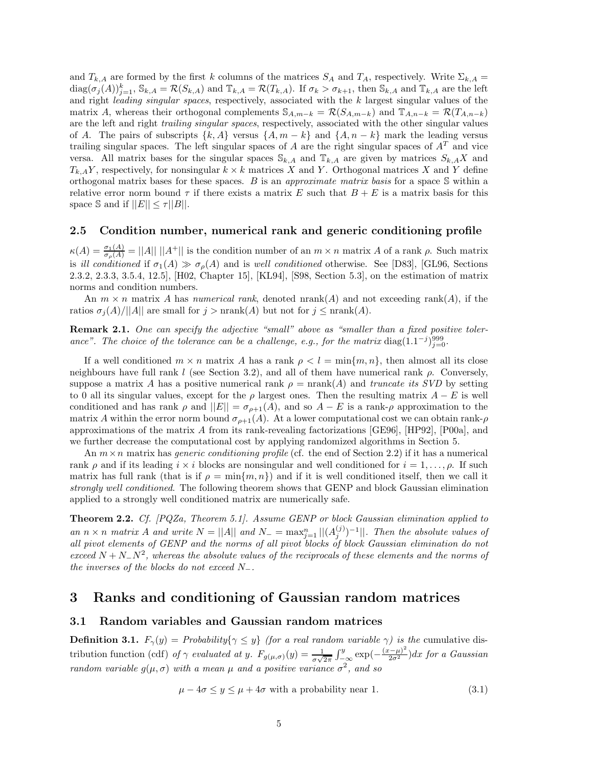and $T_{k,A}$ are formed by the first $k$ columns of the matrices $S_A$ and $T_A$, respectively. Write $\Sigma_{k,A} = \mathrm{diag}(\sigma_j(A))_{j=1}^k$, $\mathbb{S}_{k,A} = \mathcal{R}(S_{k,A})$ and $\mathbb{T}_{k,A} = \mathcal{R}(T_{k,A})$. If $\sigma_k > \sigma_{k+1}$, then $\mathbb{S}_{k,A}$ and $\mathbb{T}_{k,A}$ are the left and right *leading singular spaces*, respectively, associated with the $k$ largest singular values of the matrix $A$, whereas their orthogonal complements $\mathbb{S}_{A,m-k} = \mathcal{R}(S_{A,m-k})$ and $\mathbb{T}_{A,n-k} = \mathcal{R}(T_{A,n-k})$ are the left and right *trailing singular spaces*, respectively, associated with the other singular values of $A$. The pairs of subscripts $\{k, A\}$ versus $\{A, m-k\}$ and $\{A, n-k\}$ mark the leading versus trailing singular spaces. The left singular spaces of $A$ are the right singular spaces of $A^T$ and vice versa. All matrix bases for the singular spaces $\mathbb{S}_{k,A}$ and $\mathbb{T}_{k,A}$ are given by matrices $S_{k,A}X$ and $T_{k,A}Y$, respectively, for nonsingular $k \times k$ matrices $X$ and $Y$. Orthogonal matrices $X$ and $Y$ define orthogonal matrix bases for these spaces. $B$ is an *approximate matrix basis* for a space $\mathbb{S}$ within a relative error norm bound $\tau$ if there exists a matrix $E$ such that $B + E$ is a matrix basis for this space $\mathbb{S}$ and if $||E|| \leq \tau ||B||$.

### 2.5 Condition number, numerical rank and generic conditioning profile

$\kappa(A) = \frac{\sigma_1(A)}{\sigma_\rho(A)} = ||A|| \, ||A^+||$ is the condition number of an $m \times n$ matrix $A$ of a rank $\rho$. Such matrix is *ill conditioned* if $\sigma_1(A) \gg \sigma_\rho(A)$ and is *well conditioned* otherwise. See [D83], [GL96, Sections 2.3.2, 2.3.3, 3.5.4, 12.5], [H02, Chapter 15], [KL94], [S98, Section 5.3], on the estimation of matrix norms and condition numbers.

An $m \times n$ matrix $A$ has *numerical rank*, denoted $\mathrm{nrank}(A)$ and not exceeding $\mathrm{rank}(A)$, if the ratios $\sigma_j(A)/||A||$ are small for $j > \mathrm{nrank}(A)$ but not for $j \leq \mathrm{nrank}(A)$.

**Remark 2.1.** *One can specify the adjective "small" above as "smaller than a fixed positive tolerance". The choice of the tolerance can be a challenge, e.g., for the matrix* $\mathrm{diag}(1.1^{-j})_{j=0}^{999}$.

If a well conditioned $m \times n$ matrix $A$ has a rank $\rho < l = \min\{m, n\}$, then almost all its close neighbours have full rank $l$ (see Section 3.2), and all of them have numerical rank $\rho$. Conversely, suppose a matrix $A$ has a positive numerical rank $\rho = \mathrm{nrank}(A)$ and *truncate its SVD* by setting to 0 all its singular values, except for the $\rho$ largest ones. Then the resulting matrix $A - E$ is well conditioned and has rank $\rho$ and $||E|| = \sigma_{\rho+1}(A)$, and so $A - E$ is a rank-$\rho$ approximation to the matrix $A$ within the error norm bound $\sigma_{\rho+1}(A)$. At a lower computational cost we can obtain rank-$\rho$ approximations of the matrix $A$ from its rank-revealing factorizations [GE96], [HP92], [P00a], and we further decrease the computational cost by applying randomized algorithms in Section 5.

An $m \times n$ matrix has *generic conditioning profile* (cf. the end of Section 2.2) if it has a numerical rank $\rho$ and if its leading $i \times i$ blocks are nonsingular and well conditioned for $i = 1, \ldots, \rho$. If such matrix has full rank (that is if $\rho = \min\{m, n\}$) and if it is well conditioned itself, then we call it *strongly well conditioned*. The following theorem shows that GENP and block Gaussian elimination applied to a strongly well conditioned matrix are numerically safe.

**Theorem 2.2.** *Cf. [PQZa, Theorem 5.1]. Assume GENP or block Gaussian elimination applied to an $n \times n$ matrix $A$ and write $N = ||A||$ and $N_- = \max_{j=1}^n ||(A_j^{(j)})^{-1}||$. Then the absolute values of all pivot elements of GENP and the norms of all pivot blocks of block Gaussian elimination do not exceed $N + N_- N^2$, whereas the absolute values of the reciprocals of these elements and the norms of the inverses of the blocks do not exceed $N_-$.*

## 3 Ranks and conditioning of Gaussian random matrices

### 3.1 Random variables and Gaussian random matrices

**Definition 3.1.** $F_\gamma(y) = \mathit{Probability}\{\gamma \leq y\}$ *(for a real random variable $\gamma$) is the* cumulative distribution function (cdf) *of $\gamma$ evaluated at $y$.* $F_{g(\mu,\sigma)}(y) = \frac{1}{\sigma\sqrt{2\pi}} \int_{-\infty}^{y} \exp\left(-\frac{(x-\mu)^2}{2\sigma^2}\right) dx$ *for a Gaussian random variable $g(\mu, \sigma)$ with a mean $\mu$ and a positive variance $\sigma^2$, and so*

$$\mu - 4\sigma \leq y \leq \mu + 4\sigma \text{ with a probability near 1.} \tag{3.1}$$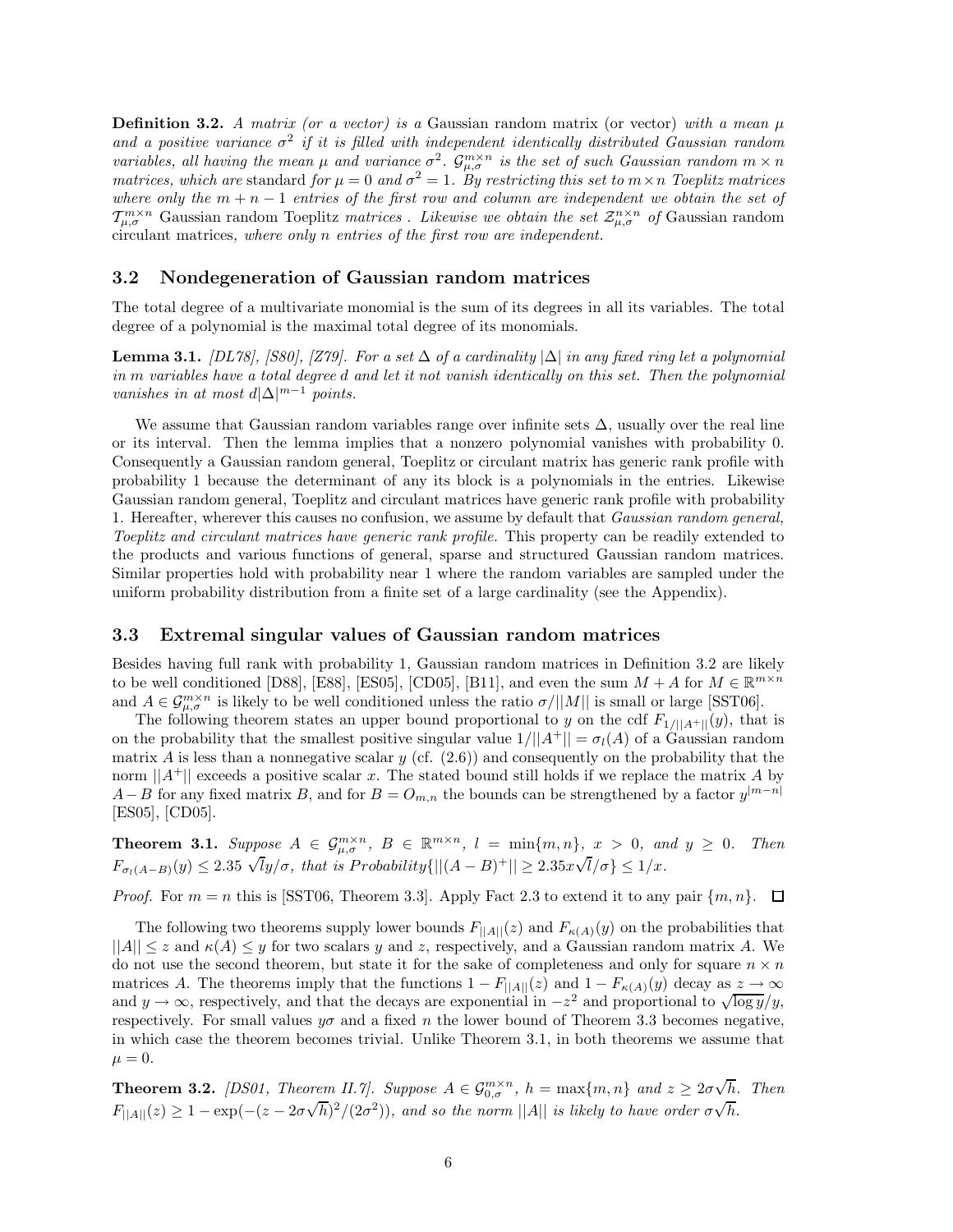**Definition 3.2.** *A matrix (or a vector) is a* Gaussian random matrix (or vector) *with a mean $\mu$ and a positive variance $\sigma^2$ if it is filled with independent identically distributed Gaussian random variables, all having the mean $\mu$ and variance $\sigma^2$. $\mathcal{G}^{m\times n}_{\mu,\sigma}$ is the set of such Gaussian random $m \times n$ matrices, which are* standard *for $\mu = 0$ and $\sigma^2 = 1$. By restricting this set to $m \times n$ Toeplitz matrices where only the $m + n - 1$ entries of the first row and column are independent we obtain the set of $\mathcal{T}^{m\times n}_{\mu,\sigma}$* Gaussian random Toeplitz *matrices . Likewise we obtain the set $\mathcal{Z}^{n\times n}_{\mu,\sigma}$ of* Gaussian random circulant matrices*, where only $n$ entries of the first row are independent.*

## 3.2 Nondegeneration of Gaussian random matrices

The total degree of a multivariate monomial is the sum of its degrees in all its variables. The total degree of a polynomial is the maximal total degree of its monomials.

**Lemma 3.1.** *[DL78], [S80], [Z79]. For a set $\Delta$ of a cardinality $|\Delta|$ in any fixed ring let a polynomial in $m$ variables have a total degree $d$ and let it not vanish identically on this set. Then the polynomial vanishes in at most $d|\Delta|^{m-1}$ points.*

We assume that Gaussian random variables range over infinite sets $\Delta$, usually over the real line or its interval. Then the lemma implies that a nonzero polynomial vanishes with probability 0. Consequently a Gaussian random general, Toeplitz or circulant matrix has generic rank profile with probability 1 because the determinant of any its block is a polynomials in the entries. Likewise Gaussian random general, Toeplitz and circulant matrices have generic rank profile with probability 1. Hereafter, wherever this causes no confusion, we assume by default that *Gaussian random general, Toeplitz and circulant matrices have generic rank profile.* This property can be readily extended to the products and various functions of general, sparse and structured Gaussian random matrices. Similar properties hold with probability near 1 where the random variables are sampled under the uniform probability distribution from a finite set of a large cardinality (see the Appendix).

## 3.3 Extremal singular values of Gaussian random matrices

Besides having full rank with probability 1, Gaussian random matrices in Definition 3.2 are likely to be well conditioned [D88], [E88], [ES05], [CD05], [B11], and even the sum $M + A$ for $M \in \mathbb{R}^{m\times n}$ and $A \in \mathcal{G}^{m\times n}_{\mu,\sigma}$ is likely to be well conditioned unless the ratio $\sigma/||M||$ is small or large [SST06].

The following theorem states an upper bound proportional to $y$ on the cdf $F_{1/||A^+||}(y)$, that is on the probability that the smallest positive singular value $1/||A^+|| = \sigma_l(A)$ of a Gaussian random matrix $A$ is less than a nonnegative scalar $y$ (cf. (2.6)) and consequently on the probability that the norm $||A^+||$ exceeds a positive scalar $x$. The stated bound still holds if we replace the matrix $A$ by $A-B$ for any fixed matrix $B$, and for $B = O_{m,n}$ the bounds can be strengthened by a factor $y^{|m-n|}$ [ES05], [CD05].

**Theorem 3.1.** *Suppose $A \in \mathcal{G}^{m\times n}_{\mu,\sigma}$, $B \in \mathbb{R}^{m\times n}$, $l = \min\{m, n\}$, $x > 0$, and $y \geq 0$. Then $F_{\sigma_l(A-B)}(y) \leq 2.35 \sqrt{l}y/\sigma$, that is Probability$\{||(A - B)^+|| \geq 2.35x\sqrt{l}/\sigma\} \leq 1/x$.*

*Proof.* For $m = n$ this is [SST06, Theorem 3.3]. Apply Fact 2.3 to extend it to any pair $\{m, n\}$. $\square$

The following two theorems supply lower bounds $F_{||A||}(z)$ and $F_{\kappa(A)}(y)$ on the probabilities that $||A|| \leq z$ and $\kappa(A) \leq y$ for two scalars $y$ and $z$, respectively, and a Gaussian random matrix $A$. We do not use the second theorem, but state it for the sake of completeness and only for square $n \times n$ matrices $A$. The theorems imply that the functions $1 - F_{||A||}(z)$ and $1 - F_{\kappa(A)}(y)$ decay as $z \to \infty$ and $y \to \infty$, respectively, and that the decays are exponential in $-z^2$ and proportional to $\sqrt{\log y}/y$, respectively. For small values $y\sigma$ and a fixed $n$ the lower bound of Theorem 3.3 becomes negative, in which case the theorem becomes trivial. Unlike Theorem 3.1, in both theorems we assume that $\mu = 0$.

**Theorem 3.2.** *[DS01, Theorem II.7]. Suppose $A \in \mathcal{G}^{m\times n}_{0,\sigma}$, $h = \max\{m, n\}$ and $z \geq 2\sigma\sqrt{h}$. Then $F_{||A||}(z) \geq 1 - \exp(-(z - 2\sigma\sqrt{h})^2/(2\sigma^2))$, and so the norm $||A||$ is likely to have order $\sigma\sqrt{h}$.*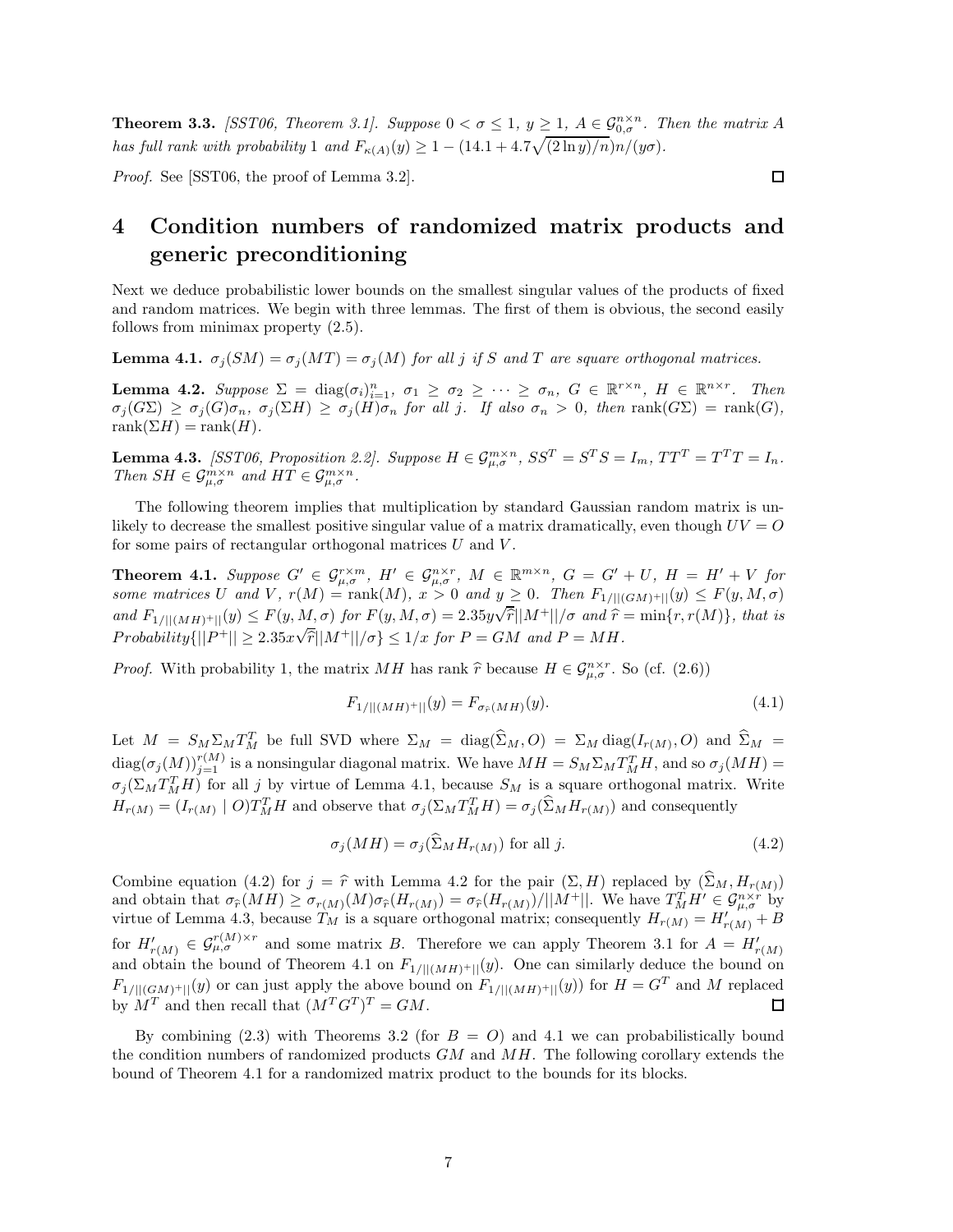**Theorem 3.3.** *[SST06, Theorem 3.1]. Suppose $0 < \sigma \leq 1$, $y \geq 1$, $A \in \mathcal{G}_{0,\sigma}^{n\times n}$. Then the matrix $A$ has full rank with probability 1 and $F_{\kappa(A)}(y) \geq 1 - (14.1 + 4.7\sqrt{(2\ln y)/n})n/(y\sigma)$.*

*Proof.* See [SST06, the proof of Lemma 3.2]. $\square$

# 4 Condition numbers of randomized matrix products and generic preconditioning

Next we deduce probabilistic lower bounds on the smallest singular values of the products of fixed and random matrices. We begin with three lemmas. The first of them is obvious, the second easily follows from minimax property (2.5).

**Lemma 4.1.** *$\sigma_j(SM) = \sigma_j(MT) = \sigma_j(M)$ for all $j$ if $S$ and $T$ are square orthogonal matrices.*

**Lemma 4.2.** *Suppose $\Sigma = \operatorname{diag}(\sigma_i)_{i=1}^n$, $\sigma_1 \geq \sigma_2 \geq \cdots \geq \sigma_n$, $G \in \mathbb{R}^{r\times n}$, $H \in \mathbb{R}^{n\times r}$. Then $\sigma_j(G\Sigma) \geq \sigma_j(G)\sigma_n$, $\sigma_j(\Sigma H) \geq \sigma_j(H)\sigma_n$ for all $j$. If also $\sigma_n > 0$, then $\operatorname{rank}(G\Sigma) = \operatorname{rank}(G)$, $\operatorname{rank}(\Sigma H) = \operatorname{rank}(H)$.*

**Lemma 4.3.** *[SST06, Proposition 2.2]. Suppose $H \in \mathcal{G}_{\mu,\sigma}^{m\times n}$, $SS^T = S^TS = I_m$, $TT^T = T^TT = I_n$. Then $SH \in \mathcal{G}_{\mu,\sigma}^{m\times n}$ and $HT \in \mathcal{G}_{\mu,\sigma}^{m\times n}$.*

The following theorem implies that multiplication by standard Gaussian random matrix is unlikely to decrease the smallest positive singular value of a matrix dramatically, even though $UV = O$ for some pairs of rectangular orthogonal matrices $U$ and $V$.

**Theorem 4.1.** *Suppose $G' \in \mathcal{G}_{\mu,\sigma}^{r\times m}$, $H' \in \mathcal{G}_{\mu,\sigma}^{n\times r}$, $M \in \mathbb{R}^{m\times n}$, $G = G' + U$, $H = H' + V$ for some matrices $U$ and $V$, $r(M) = \operatorname{rank}(M)$, $x > 0$ and $y \geq 0$. Then $F_{1/||(GM)^+||}(y) \leq F(y, M, \sigma)$ and $F_{1/||(MH)^+||}(y) \leq F(y, M, \sigma)$ for $F(y, M, \sigma) = 2.35y\sqrt{\widehat{r}}||M^+||/\sigma$ and $\widehat{r} = \min\{r, r(M)\}$, that is $Probability\{||P^+|| \geq 2.35x\sqrt{\widehat{r}}||M^+||/\sigma\} \leq 1/x$ for $P = GM$ and $P = MH$.*

*Proof.* With probability 1, the matrix $MH$ has rank $\widehat{r}$ because $H \in \mathcal{G}_{\mu,\sigma}^{n\times r}$. So (cf. (2.6))

$$F_{1/||(MH)^+||}(y) = F_{\sigma_{\widehat{r}}(MH)}(y). \tag{4.1}$$

Let $M = S_M\Sigma_M T_M^T$ be full SVD where $\Sigma_M = \operatorname{diag}(\widehat{\Sigma}_M, O) = \Sigma_M \operatorname{diag}(I_{r(M)}, O)$ and $\widehat{\Sigma}_M = \operatorname{diag}(\sigma_j(M))_{j=1}^{r(M)}$ is a nonsingular diagonal matrix. We have $MH = S_M\Sigma_M T_M^T H$, and so $\sigma_j(MH) = \sigma_j(\Sigma_M T_M^T H)$ for all $j$ by virtue of Lemma 4.1, because $S_M$ is a square orthogonal matrix. Write $H_{r(M)} = (I_{r(M)} \mid O)T_M^T H$ and observe that $\sigma_j(\Sigma_M T_M^T H) = \sigma_j(\widehat{\Sigma}_M H_{r(M)})$ and consequently

$$\sigma_j(MH) = \sigma_j(\widehat{\Sigma}_M H_{r(M)}) \text{ for all } j. \tag{4.2}$$

Combine equation (4.2) for $j = \widehat{r}$ with Lemma 4.2 for the pair $(\Sigma, H)$ replaced by $(\widehat{\Sigma}_M, H_{r(M)})$ and obtain that $\sigma_{\widehat{r}}(MH) \geq \sigma_{r(M)}(M)\sigma_{\widehat{r}}(H_{r(M)}) = \sigma_{\widehat{r}}(H_{r(M)})/||M^+||$. We have $T_M^T H' \in \mathcal{G}_{\mu,\sigma}^{n\times r}$ by virtue of Lemma 4.3, because $T_M$ is a square orthogonal matrix; consequently $H_{r(M)} = H'_{r(M)} + B$ for $H'_{r(M)} \in \mathcal{G}_{\mu,\sigma}^{r(M)\times r}$ and some matrix $B$. Therefore we can apply Theorem 3.1 for $A = H'_{r(M)}$ and obtain the bound of Theorem 4.1 on $F_{1/||(MH)^+||}(y)$. One can similarly deduce the bound on $F_{1/||(GM)^+||}(y)$ or can just apply the above bound on $F_{1/||(MH)^+||}(y)$) for $H = G^T$ and $M$ replaced by $M^T$ and then recall that $(M^TG^T)^T = GM$. $\square$

By combining (2.3) with Theorems 3.2 (for $B = O$) and 4.1 we can probabilistically bound the condition numbers of randomized products $GM$ and $MH$. The following corollary extends the bound of Theorem 4.1 for a randomized matrix product to the bounds for its blocks.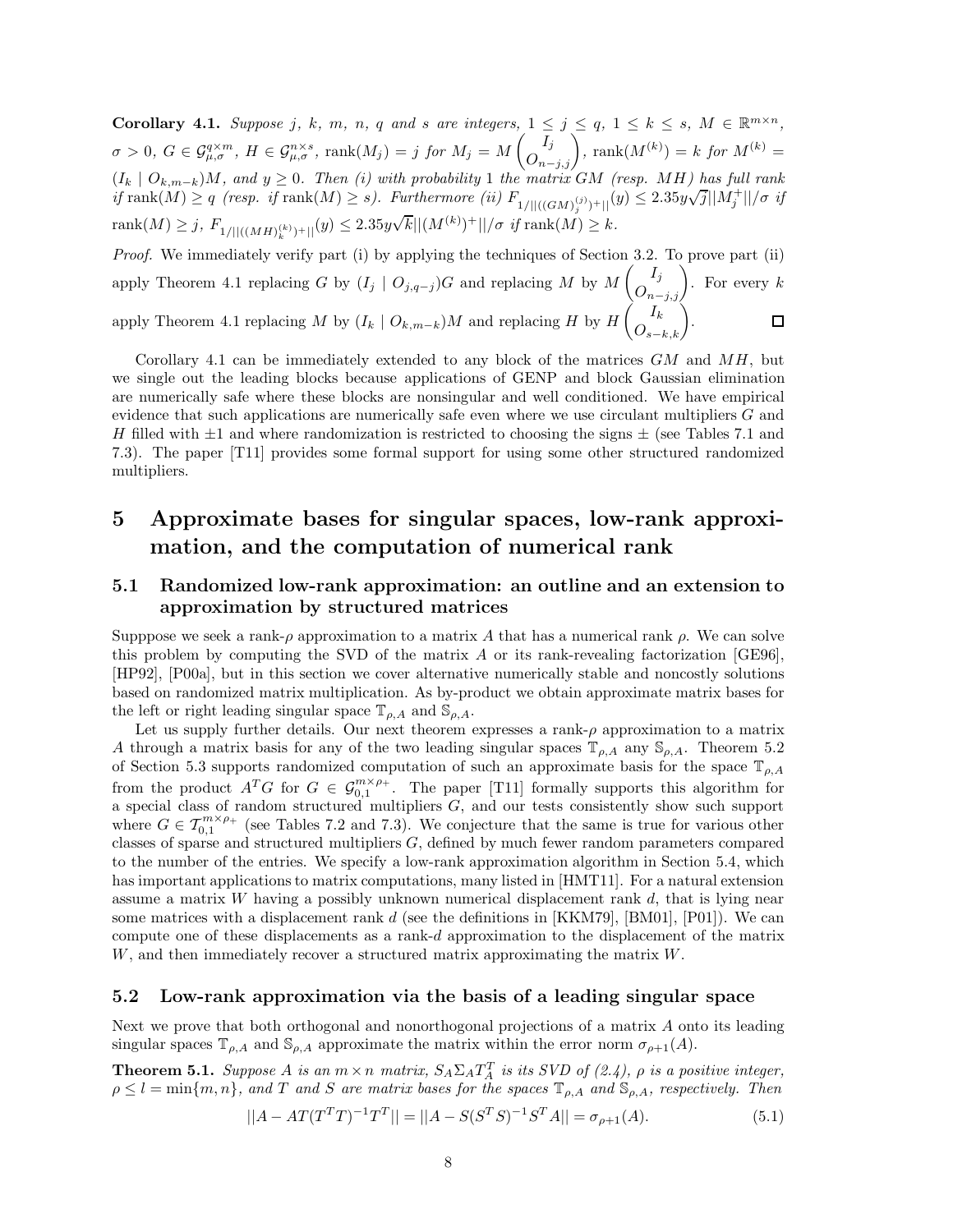**Corollary 4.1.** *Suppose $j$, $k$, $m$, $n$, $q$ and $s$ are integers, $1 \leq j \leq q$, $1 \leq k \leq s$, $M \in \mathbb{R}^{m\times n}$, $\sigma > 0$, $G \in \mathcal{G}_{\mu,\sigma}^{q\times m}$, $H \in \mathcal{G}_{\mu,\sigma}^{n\times s}$, $\operatorname{rank}(M_j) = j$ for $M_j = M \begin{pmatrix} I_j \\ O_{n-j,j} \end{pmatrix}$, $\operatorname{rank}(M^{(k)}) = k$ for $M^{(k)} = (I_k \mid O_{k,m-k})M$, and $y \geq 0$. Then (i) with probability 1 the matrix $GM$ (resp. $MH$) has full rank if $\operatorname{rank}(M) \geq q$ (resp. if $\operatorname{rank}(M) \geq s$). Furthermore (ii) $F_{1/||((GM)_j^{(j)})^+||}(y) \leq 2.35y\sqrt{j}||M_j^+||/\sigma$ if $\operatorname{rank}(M) \geq j$, $F_{1/||((MH)_k^{(k)})^+||}(y) \leq 2.35y\sqrt{k}||(M^{(k)})^+||/\sigma$ if $\operatorname{rank}(M) \geq k$.*

*Proof.* We immediately verify part (i) by applying the techniques of Section 3.2. To prove part (ii) apply Theorem 4.1 replacing $G$ by $(I_j \mid O_{j,q-j})G$ and replacing $M$ by $M \begin{pmatrix} I_j \\ O_{n-j,j} \end{pmatrix}$. For every $k$ apply Theorem 4.1 replacing $M$ by $(I_k \mid O_{k,m-k})M$ and replacing $H$ by $H \begin{pmatrix} I_k \\ O_{s-k,k} \end{pmatrix}$. □

Corollary 4.1 can be immediately extended to any block of the matrices $GM$ and $MH$, but we single out the leading blocks because applications of GENP and block Gaussian elimination are numerically safe where these blocks are nonsingular and well conditioned. We have empirical evidence that such applications are numerically safe even where we use circulant multipliers $G$ and $H$ filled with $\pm 1$ and where randomization is restricted to choosing the signs $\pm$ (see Tables 7.1 and 7.3). The paper [T11] provides some formal support for using some other structured randomized multipliers.

# 5 Approximate bases for singular spaces, low-rank approximation, and the computation of numerical rank

## 5.1 Randomized low-rank approximation: an outline and an extension to approximation by structured matrices

Supppose we seek a rank-$\rho$ approximation to a matrix $A$ that has a numerical rank $\rho$. We can solve this problem by computing the SVD of the matrix $A$ or its rank-revealing factorization [GE96], [HP92], [P00a], but in this section we cover alternative numerically stable and noncostly solutions based on randomized matrix multiplication. As by-product we obtain approximate matrix bases for the left or right leading singular space $\mathbb{T}_{\rho,A}$ and $\mathbb{S}_{\rho,A}$.

Let us supply further details. Our next theorem expresses a rank-$\rho$ approximation to a matrix $A$ through a matrix basis for any of the two leading singular spaces $\mathbb{T}_{\rho,A}$ any $\mathbb{S}_{\rho,A}$. Theorem 5.2 of Section 5.3 supports randomized computation of such an approximate basis for the space $\mathbb{T}_{\rho,A}$ from the product $A^TG$ for $G \in \mathcal{G}_{0,1}^{m\times\rho_+}$. The paper [T11] formally supports this algorithm for a special class of random structured multipliers $G$, and our tests consistently show such support where $G \in \mathcal{T}_{0,1}^{m\times\rho_+}$ (see Tables 7.2 and 7.3). We conjecture that the same is true for various other classes of sparse and structured multipliers $G$, defined by much fewer random parameters compared to the number of the entries. We specify a low-rank approximation algorithm in Section 5.4, which has important applications to matrix computations, many listed in [HMT11]. For a natural extension assume a matrix $W$ having a possibly unknown numerical displacement rank $d$, that is lying near some matrices with a displacement rank $d$ (see the definitions in [KKM79], [BM01], [P01]). We can compute one of these displacements as a rank-$d$ approximation to the displacement of the matrix $W$, and then immediately recover a structured matrix approximating the matrix $W$.

## 5.2 Low-rank approximation via the basis of a leading singular space

Next we prove that both orthogonal and nonorthogonal projections of a matrix $A$ onto its leading singular spaces $\mathbb{T}_{\rho,A}$ and $\mathbb{S}_{\rho,A}$ approximate the matrix within the error norm $\sigma_{\rho+1}(A)$.

**Theorem 5.1.** *Suppose $A$ is an $m \times n$ matrix, $S_A\Sigma_A T_A^T$ is its SVD of (2.4), $\rho$ is a positive integer, $\rho \leq l = \min\{m, n\}$, and $T$ and $S$ are matrix bases for the spaces $\mathbb{T}_{\rho,A}$ and $\mathbb{S}_{\rho,A}$, respectively. Then*

$$||A - AT(T^TT)^{-1}T^T|| = ||A - S(S^TS)^{-1}S^TA|| = \sigma_{\rho+1}(A). \tag{5.1}$$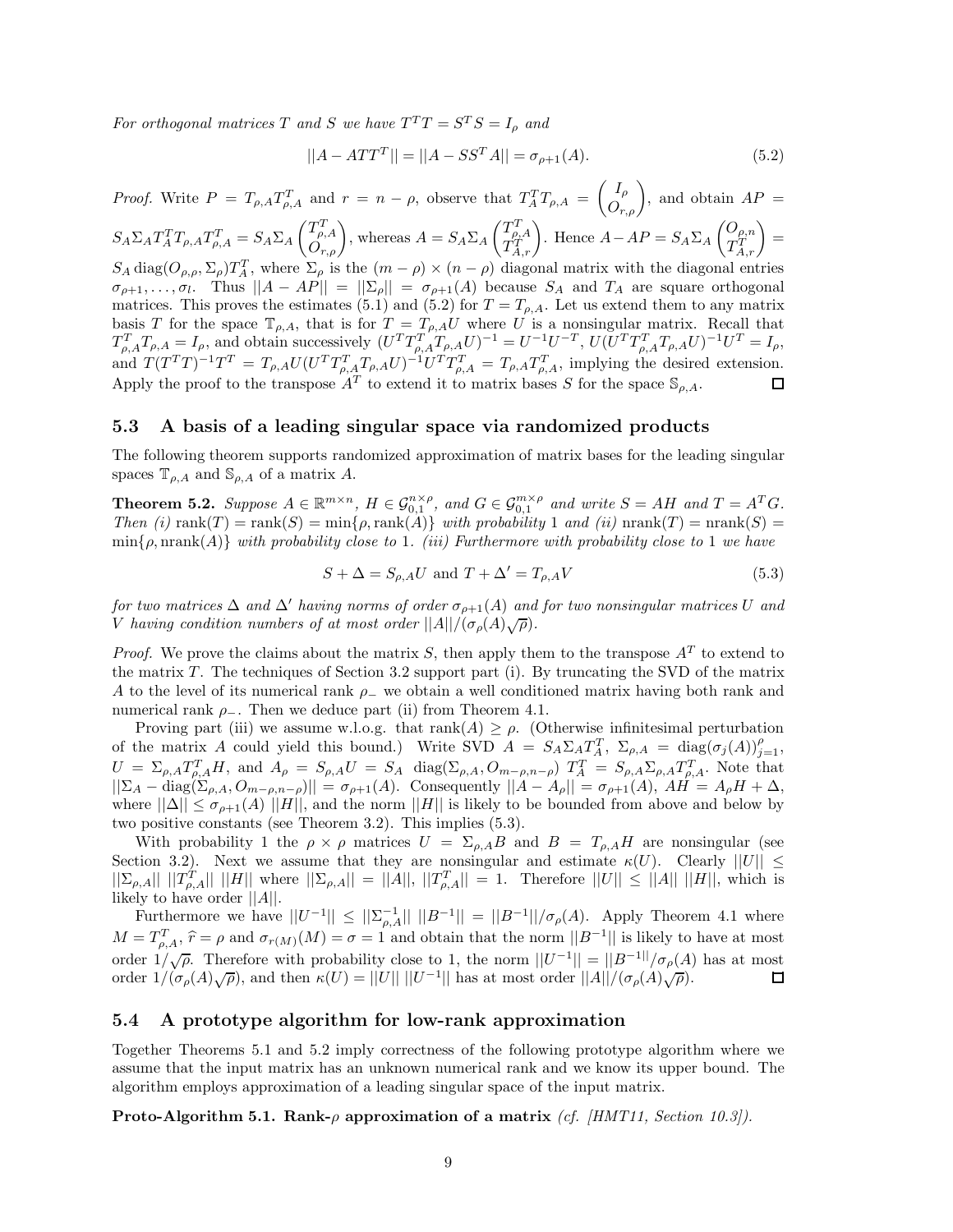*For orthogonal matrices $T$ and $S$ we have $T^TT = S^TS = I_\rho$ and*

$$||A - ATT^T|| = ||A - SS^TA|| = \sigma_{\rho+1}(A). \tag{5.2}$$

*Proof.* Write $P = T_{\rho,A}T_{\rho,A}^T$ and $r = n - \rho$, observe that $T_A^TT_{\rho,A} = \begin{pmatrix} I_\rho \\ O_{r,\rho} \end{pmatrix}$, and obtain $AP = S_A\Sigma_AT_A^TT_{\rho,A}T_{\rho,A}^T = S_A\Sigma_A \begin{pmatrix} T_{\rho,A}^T \\ O_{r,\rho} \end{pmatrix}$, whereas $A = S_A\Sigma_A \begin{pmatrix} T_{\rho,A}^T \\ T_{A,r}^T \end{pmatrix}$. Hence $A - AP = S_A\Sigma_A \begin{pmatrix} O_{\rho,n} \\ T_{A,r}^T \end{pmatrix} = S_A \operatorname{diag}(O_{\rho,\rho}, \Sigma_\rho)T_A^T$, where $\Sigma_\rho$ is the $(m-\rho) \times (n-\rho)$ diagonal matrix with the diagonal entries $\sigma_{\rho+1}, \ldots, \sigma_l$. Thus $||A - AP|| = ||\Sigma_\rho|| = \sigma_{\rho+1}(A)$ because $S_A$ and $T_A$ are square orthogonal matrices. This proves the estimates (5.1) and (5.2) for $T = T_{\rho,A}$. Let us extend them to any matrix basis $T$ for the space $\mathbb{T}_{\rho,A}$, that is for $T = T_{\rho,A}U$ where $U$ is a nonsingular matrix. Recall that $T_{\rho,A}^TT_{\rho,A} = I_\rho$, and obtain successively $(U^TT_{\rho,A}^TT_{\rho,A}U)^{-1} = U^{-1}U^{-T}$, $U(U^TT_{\rho,A}^TT_{\rho,A}U)^{-1}U^T = I_\rho$, and $T(T^TT)^{-1}T^T = T_{\rho,A}U(U^TT_{\rho,A}^TT_{\rho,A}U)^{-1}U^TT_{\rho,A}^T = T_{\rho,A}T_{\rho,A}^T$, implying the desired extension. Apply the proof to the transpose $A^T$ to extend it to matrix bases $S$ for the space $\mathbb{S}_{\rho,A}$. □

## 5.3 A basis of a leading singular space via randomized products

The following theorem supports randomized approximation of matrix bases for the leading singular spaces $\mathbb{T}_{\rho,A}$ and $\mathbb{S}_{\rho,A}$ of a matrix $A$.

**Theorem 5.2.** *Suppose $A \in \mathbb{R}^{m\times n}$, $H \in \mathcal{G}_{0,1}^{n\times\rho}$, and $G \in \mathcal{G}_{0,1}^{m\times\rho}$ and write $S = AH$ and $T = A^TG$. Then (i) $\operatorname{rank}(T) = \operatorname{rank}(S) = \min\{\rho, \operatorname{rank}(A)\}$ with probability 1 and (ii) $\operatorname{nrank}(T) = \operatorname{nrank}(S) = \min\{\rho, \operatorname{nrank}(A)\}$ with probability close to 1. (iii) Furthermore with probability close to 1 we have*

$$S + \Delta = S_{\rho,A}U \text{ and } T + \Delta' = T_{\rho,A}V \tag{5.3}$$

*for two matrices $\Delta$ and $\Delta'$ having norms of order $\sigma_{\rho+1}(A)$ and for two nonsingular matrices $U$ and $V$ having condition numbers of at most order $||A||/(\sigma_\rho(A)\sqrt{\rho})$.*

*Proof.* We prove the claims about the matrix $S$, then apply them to the transpose $A^T$ to extend to the matrix $T$. The techniques of Section 3.2 support part (i). By truncating the SVD of the matrix $A$ to the level of its numerical rank $\rho_-$ we obtain a well conditioned matrix having both rank and numerical rank $\rho_-$. Then we deduce part (ii) from Theorem 4.1.

Proving part (iii) we assume w.l.o.g. that $\operatorname{rank}(A) \geq \rho$. (Otherwise infinitesimal perturbation of the matrix $A$ could yield this bound.) Write SVD $A = S_A\Sigma_AT_A^T$, $\Sigma_{\rho,A} = \operatorname{diag}(\sigma_j(A))_{j=1}^\rho$, $U = \Sigma_{\rho,A}T_{\rho,A}^TH$, and $A_\rho = S_{\rho,A}U = S_A \operatorname{diag}(\Sigma_{\rho,A}, O_{m-\rho,n-\rho})\ T_A^T = S_{\rho,A}\Sigma_{\rho,A}T_{\rho,A}^T$. Note that $||\Sigma_A - \operatorname{diag}(\Sigma_{\rho,A}, O_{m-\rho,n-\rho})|| = \sigma_{\rho+1}(A)$. Consequently $||A - A_\rho|| = \sigma_{\rho+1}(A)$, $AH = A_\rho H + \Delta$, where $||\Delta|| \leq \sigma_{\rho+1}(A)\ ||H||$, and the norm $||H||$ is likely to be bounded from above and below by two positive constants (see Theorem 3.2). This implies (5.3).

With probability 1 the $\rho \times \rho$ matrices $U = \Sigma_{\rho,A}B$ and $B = T_{\rho,A}H$ are nonsingular (see Section 3.2). Next we assume that they are nonsingular and estimate $\kappa(U)$. Clearly $||U|| \leq ||\Sigma_{\rho,A}||\ ||T_{\rho,A}^T||\ ||H||$ where $||\Sigma_{\rho,A}|| = ||A||$, $||T_{\rho,A}^T|| = 1$. Therefore $||U|| \leq ||A||\ ||H||$, which is likely to have order $||A||$.

Furthermore we have $||U^{-1}|| \leq ||\Sigma_{\rho,A}^{-1}||\ ||B^{-1}|| = ||B^{-1}||/\sigma_\rho(A)$. Apply Theorem 4.1 where $M = T_{\rho,A}^T$, $\widehat{r} = \rho$ and $\sigma_{r(M)}(M) = \sigma = 1$ and obtain that the norm $||B^{-1}||$ is likely to have at most order $1/\sqrt{\rho}$. Therefore with probability close to 1, the norm $||U^{-1}|| = ||B^{-1||}/\sigma_\rho(A)$ has at most order $1/(\sigma_\rho(A)\sqrt{\rho})$, and then $\kappa(U) = ||U||\ ||U^{-1}||$ has at most order $||A||/(\sigma_\rho(A)\sqrt{\rho})$. □

## 5.4 A prototype algorithm for low-rank approximation

Together Theorems 5.1 and 5.2 imply correctness of the following prototype algorithm where we assume that the input matrix has an unknown numerical rank and we know its upper bound. The algorithm employs approximation of a leading singular space of the input matrix.

**Proto-Algorithm 5.1. Rank-$\rho$ approximation of a matrix** *(cf. [HMT11, Section 10.3]).*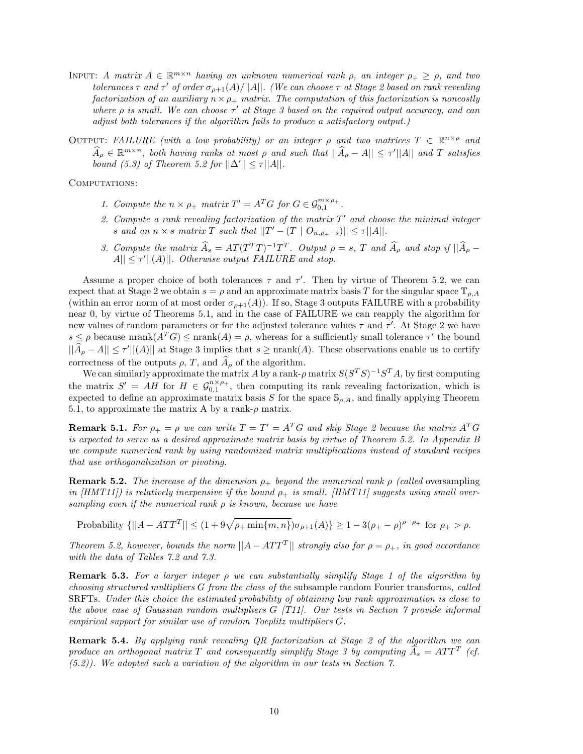Input: *A matrix $A \in \mathbb{R}^{m\times n}$ having an unknown numerical rank $\rho$, an integer $\rho_+ \geq \rho$, and two tolerances $\tau$ and $\tau'$ of order $\sigma_{\rho+1}(A)/||A||$. (We can choose $\tau$ at Stage 2 based on rank revealing factorization of an auxiliary $n \times \rho_+$ matrix. The computation of this factorization is noncostly where $\rho$ is small. We can choose $\tau'$ at Stage 3 based on the required output accuracy, and can adjust both tolerances if the algorithm fails to produce a satisfactory output.)*

Output: *FAILURE (with a low probability) or an integer $\rho$ and two matrices $T \in \mathbb{R}^{n\times\rho}$ and $\widehat{A}_\rho \in \mathbb{R}^{m\times n}$, both having ranks at most $\rho$ and such that $||\widehat{A}_\rho - A|| \leq \tau'||A||$ and $T$ satisfies bound (5.3) of Theorem 5.2 for $||\Delta'|| \leq \tau||A||$.*

Computations:

1. *Compute the $n \times \rho_+$ matrix $T' = A^T G$ for $G \in \mathcal{G}_{0,1}^{m\times\rho_+}$.*
2. *Compute a rank revealing factorization of the matrix $T'$ and choose the minimal integer $s$ and an $n \times s$ matrix $T$ such that $||T' - (T \mid O_{n,\rho_+-s})|| \leq \tau||A||$.*
3. *Compute the matrix $\widehat{A}_s = AT(T^TT)^{-1}T^T$. Output $\rho = s$, $T$ and $\widehat{A}_\rho$ and stop if $||\widehat{A}_\rho - A|| \leq \tau'||(A)||$. Otherwise output FAILURE and stop.*

Assume a proper choice of both tolerances $\tau$ and $\tau'$. Then by virtue of Theorem 5.2, we can expect that at Stage 2 we obtain $s = \rho$ and an approximate matrix basis $T$ for the singular space $\mathbb{T}_{\rho,A}$ (within an error norm of at most order $\sigma_{\rho+1}(A)$). If so, Stage 3 outputs FAILURE with a probability near 0, by virtue of Theorems 5.1, and in the case of FAILURE we can reapply the algorithm for new values of random parameters or for the adjusted tolerance values $\tau$ and $\tau'$. At Stage 2 we have $s \leq \rho$ because $\text{nrank}(A^TG) \leq \text{nrank}(A) = \rho$, whereas for a sufficiently small tolerance $\tau'$ the bound $||\widehat{A}_\rho - A|| \leq \tau'||(A)||$ at Stage 3 implies that $s \geq \text{nrank}(A)$. These observations enable us to certify correctness of the outputs $\rho$, $T$, and $\widehat{A}_\rho$ of the algorithm.

We can similarly approximate the matrix $A$ by a rank-$\rho$ matrix $S(S^TS)^{-1}S^TA$, by first computing the matrix $S' = AH$ for $H \in \mathcal{G}_{0,1}^{n\times\rho_+}$, then computing its rank revealing factorization, which is expected to define an approximate matrix basis $S$ for the space $\mathbb{S}_{\rho,A}$, and finally applying Theorem 5.1, to approximate the matrix A by a rank-$\rho$ matrix.

**Remark 5.1.** *For $\rho_+ = \rho$ we can write $T = T' = A^TG$ and skip Stage 2 because the matrix $A^TG$ is expected to serve as a desired approximate matrix basis by virtue of Theorem 5.2. In Appendix B we compute numerical rank by using randomized matrix multiplications instead of standard recipes that use orthogonalization or pivoting.*

**Remark 5.2.** *The increase of the dimension $\rho_+$ beyond the numerical rank $\rho$ (called* oversampling *in [HMT11]) is relatively inexpensive if the bound $\rho_+$ is small. [HMT11] suggests using small oversampling even if the numerical rank $\rho$ is known, because we have*

$$\text{Probability } \{||A - ATT^T|| \leq (1 + 9\sqrt{\rho_+ \min\{m,n\}})\sigma_{\rho+1}(A)\} \geq 1 - 3(\rho_+ - \rho)^{\rho-\rho_+} \text{ for } \rho_+ > \rho.$$

*Theorem 5.2, however, bounds the norm $||A - ATT^T||$ strongly also for $\rho = \rho_+$, in good accordance with the data of Tables 7.2 and 7.3.*

**Remark 5.3.** *For a larger integer $\rho$ we can substantially simplify Stage 1 of the algorithm by choosing structured multipliers $G$ from the class of the* subsample random Fourier transforms, *called* SRFTs. *Under this choice the estimated probability of obtaining low rank approximation is close to the above case of Gaussian random multipliers $G$ [T11]. Our tests in Section 7 provide informal empirical support for similar use of random Toeplitz multipliers $G$.*

**Remark 5.4.** *By applying rank revealing QR factorization at Stage 2 of the algorithm we can produce an orthogonal matrix $T$ and consequently simplify Stage 3 by computing $\widehat{A}_s = ATT^T$ (cf. (5.2)). We adopted such a variation of the algorithm in our tests in Section 7.*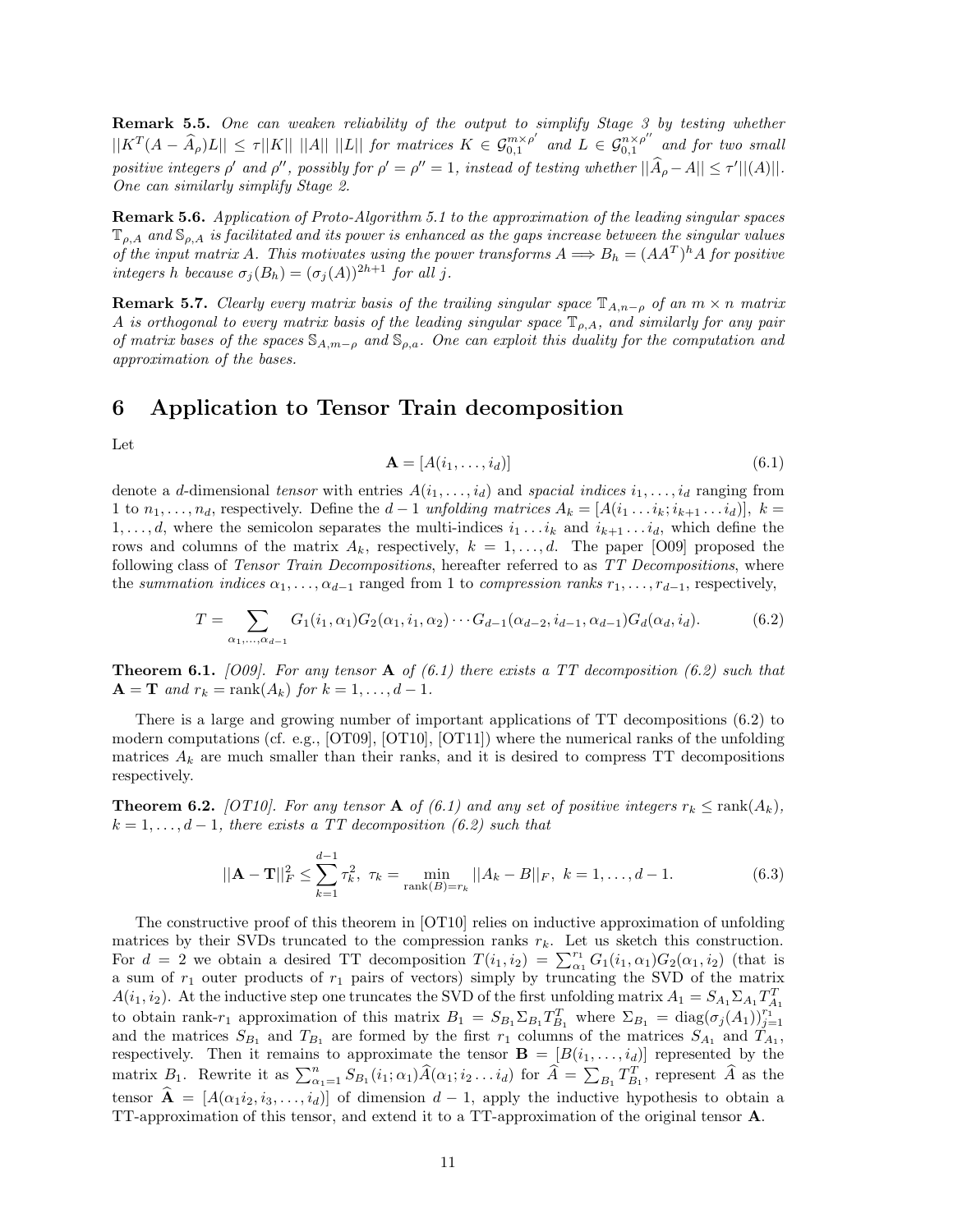**Remark 5.5.** *One can weaken reliability of the output to simplify Stage 3 by testing whether $||K^T(A - \widehat{A}_\rho)L|| \leq \tau ||K||\ ||A||\ ||L||$ for matrices $K \in \mathcal{G}_{0,1}^{m\times\rho'}$ and $L \in \mathcal{G}_{0,1}^{n\times\rho''}$ and for two small positive integers $\rho'$ and $\rho''$, possibly for $\rho' = \rho'' = 1$, instead of testing whether $||\widehat{A}_\rho - A|| \leq \tau' ||(A)||$. One can similarly simplify Stage 2.*

**Remark 5.6.** *Application of Proto-Algorithm 5.1 to the approximation of the leading singular spaces $\mathbb{T}_{\rho,A}$ and $\mathbb{S}_{\rho,A}$ is facilitated and its power is enhanced as the gaps increase between the singular values of the input matrix $A$. This motivates using the power transforms $A \Longrightarrow B_h = (AA^T)^h A$ for positive integers $h$ because $\sigma_j(B_h) = (\sigma_j(A))^{2h+1}$ for all $j$.*

**Remark 5.7.** *Clearly every matrix basis of the trailing singular space $\mathbb{T}_{A,n-\rho}$ of an $m \times n$ matrix $A$ is orthogonal to every matrix basis of the leading singular space $\mathbb{T}_{\rho,A}$, and similarly for any pair of matrix bases of the spaces $\mathbb{S}_{A,m-\rho}$ and $\mathbb{S}_{\rho,a}$. One can exploit this duality for the computation and approximation of the bases.*

# 6 Application to Tensor Train decomposition

Let

$$\mathbf{A} = [A(i_1, \ldots, i_d)] \tag{6.1}$$

denote a $d$-dimensional *tensor* with entries $A(i_1, \ldots, i_d)$ and *spacial indices* $i_1, \ldots, i_d$ ranging from 1 to $n_1, \ldots, n_d$, respectively. Define the $d-1$ *unfolding matrices* $A_k = [A(i_1 \ldots i_k; i_{k+1} \ldots i_d)]$, $k = 1, \ldots, d$, where the semicolon separates the multi-indices $i_1 \ldots i_k$ and $i_{k+1} \ldots i_d$, which define the rows and columns of the matrix $A_k$, respectively, $k = 1, \ldots, d$. The paper [O09] proposed the following class of *Tensor Train Decompositions*, hereafter referred to as *TT Decompositions*, where the *summation indices* $\alpha_1, \ldots, \alpha_{d-1}$ ranged from 1 to *compression ranks* $r_1, \ldots, r_{d-1}$, respectively,

$$T = \sum_{\alpha_1, \ldots, \alpha_{d-1}} G_1(i_1, \alpha_1) G_2(\alpha_1, i_1, \alpha_2) \cdots G_{d-1}(\alpha_{d-2}, i_{d-1}, \alpha_{d-1}) G_d(\alpha_d, i_d). \tag{6.2}$$

**Theorem 6.1.** *[O09]. For any tensor $\mathbf{A}$ of (6.1) there exists a TT decomposition (6.2) such that $\mathbf{A} = \mathbf{T}$ and $r_k = \operatorname{rank}(A_k)$ for $k = 1, \ldots, d-1$.*

There is a large and growing number of important applications of TT decompositions (6.2) to modern computations (cf. e.g., [OT09], [OT10], [OT11]) where the numerical ranks of the unfolding matrices $A_k$ are much smaller than their ranks, and it is desired to compress TT decompositions respectively.

**Theorem 6.2.** *[OT10]. For any tensor $\mathbf{A}$ of (6.1) and any set of positive integers $r_k \leq \operatorname{rank}(A_k)$, $k = 1, \ldots, d-1$, there exists a TT decomposition (6.2) such that*

$$||\mathbf{A} - \mathbf{T}||_F^2 \leq \sum_{k=1}^{d-1} \tau_k^2,\ \tau_k = \min_{\operatorname{rank}(B) = r_k} ||A_k - B||_F,\ k = 1, \ldots, d-1. \tag{6.3}$$

The constructive proof of this theorem in [OT10] relies on inductive approximation of unfolding matrices by their SVDs truncated to the compression ranks $r_k$. Let us sketch this construction. For $d = 2$ we obtain a desired TT decomposition $T(i_1, i_2) = \sum_{\alpha_1}^{r_1} G_1(i_1, \alpha_1) G_2(\alpha_1, i_2)$ (that is a sum of $r_1$ outer products of $r_1$ pairs of vectors) simply by truncating the SVD of the matrix $A(i_1, i_2)$. At the inductive step one truncates the SVD of the first unfolding matrix $A_1 = S_{A_1} \Sigma_{A_1} T_{A_1}^T$ to obtain rank-$r_1$ approximation of this matrix $B_1 = S_{B_1} \Sigma_{B_1} T_{B_1}^T$ where $\Sigma_{B_1} = \operatorname{diag}(\sigma_j(A_1))_{j=1}^{r_1}$ and the matrices $S_{B_1}$ and $T_{B_1}$ are formed by the first $r_1$ columns of the matrices $S_{A_1}$ and $T_{A_1}$, respectively. Then it remains to approximate the tensor $\mathbf{B} = [B(i_1, \ldots, i_d)]$ represented by the matrix $B_1$. Rewrite it as $\sum_{\alpha_1=1}^{n} S_{B_1}(i_1; \alpha_1) \widehat{A}(\alpha_1; i_2 \ldots i_d)$ for $\widehat{A} = \sum_{B_1} T_{B_1}^T$, represent $\widehat{A}$ as the tensor $\widehat{\mathbf{A}} = [A(\alpha_1 i_2, i_3, \ldots, i_d)]$ of dimension $d-1$, apply the inductive hypothesis to obtain a TT-approximation of this tensor, and extend it to a TT-approximation of the original tensor $\mathbf{A}$.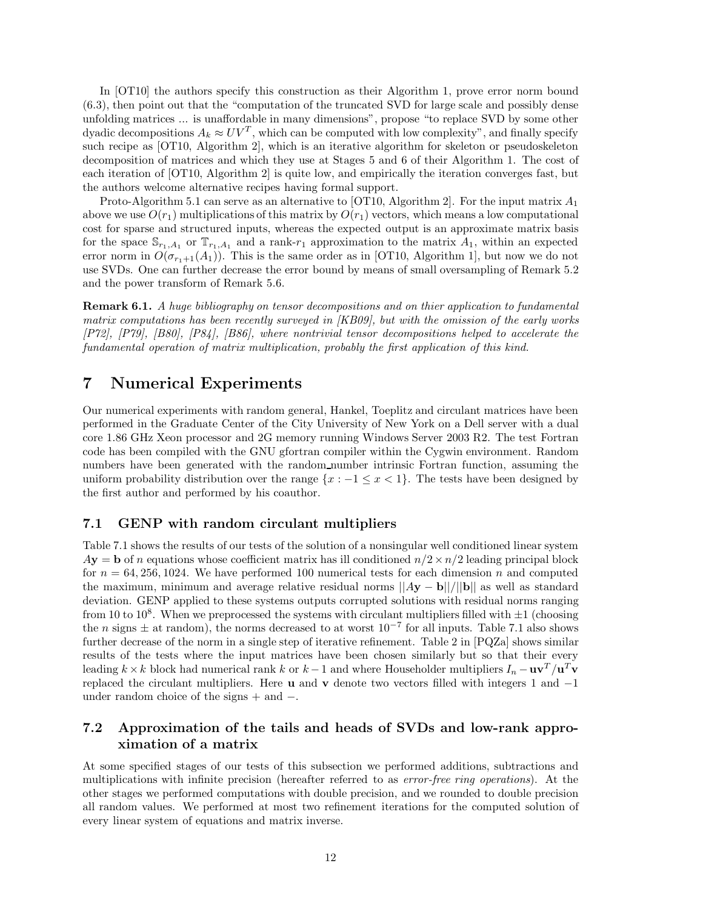In [OT10] the authors specify this construction as their Algorithm 1, prove error norm bound (6.3), then point out that the "computation of the truncated SVD for large scale and possibly dense unfolding matrices ... is unaffordable in many dimensions", propose "to replace SVD by some other dyadic decompositions $A_k \approx UV^T$, which can be computed with low complexity", and finally specify such recipe as [OT10, Algorithm 2], which is an iterative algorithm for skeleton or pseudoskeleton decomposition of matrices and which they use at Stages 5 and 6 of their Algorithm 1. The cost of each iteration of [OT10, Algorithm 2] is quite low, and empirically the iteration converges fast, but the authors welcome alternative recipes having formal support.

Proto-Algorithm 5.1 can serve as an alternative to [OT10, Algorithm 2]. For the input matrix $A_1$ above we use $O(r_1)$ multiplications of this matrix by $O(r_1)$ vectors, which means a low computational cost for sparse and structured inputs, whereas the expected output is an approximate matrix basis for the space $\mathbb{S}_{r_1,A_1}$ or $\mathbb{T}_{r_1,A_1}$ and a rank-$r_1$ approximation to the matrix $A_1$, within an expected error norm in $O(\sigma_{r_1+1}(A_1))$. This is the same order as in [OT10, Algorithm 1], but now we do not use SVDs. One can further decrease the error bound by means of small oversampling of Remark 5.2 and the power transform of Remark 5.6.

**Remark 6.1.** *A huge bibliography on tensor decompositions and on thier application to fundamental matrix computations has been recently surveyed in [KB09], but with the omission of the early works [P72], [P79], [B80], [P84], [B86], where nontrivial tensor decompositions helped to accelerate the fundamental operation of matrix multiplication, probably the first application of this kind.*

# 7 Numerical Experiments

Our numerical experiments with random general, Hankel, Toeplitz and circulant matrices have been performed in the Graduate Center of the City University of New York on a Dell server with a dual core 1.86 GHz Xeon processor and 2G memory running Windows Server 2003 R2. The test Fortran code has been compiled with the GNU gfortran compiler within the Cygwin environment. Random numbers have been generated with the random_number intrinsic Fortran function, assuming the uniform probability distribution over the range $\{x : -1 \leq x < 1\}$. The tests have been designed by the first author and performed by his coauthor.

## 7.1 GENP with random circulant multipliers

Table 7.1 shows the results of our tests of the solution of a nonsingular well conditioned linear system $A\mathbf{y} = \mathbf{b}$ of $n$ equations whose coefficient matrix has ill conditioned $n/2 \times n/2$ leading principal block for $n = 64, 256, 1024$. We have performed 100 numerical tests for each dimension $n$ and computed the maximum, minimum and average relative residual norms $||A\mathbf{y} - \mathbf{b}||/||\mathbf{b}||$ as well as standard deviation. GENP applied to these systems outputs corrupted solutions with residual norms ranging from 10 to $10^8$. When we preprocessed the systems with circulant multipliers filled with $\pm 1$ (choosing the $n$ signs $\pm$ at random), the norms decreased to at worst $10^{-7}$ for all inputs. Table 7.1 also shows further decrease of the norm in a single step of iterative refinement. Table 2 in [PQZa] shows similar results of the tests where the input matrices have been chosen similarly but so that their every leading $k \times k$ block had numerical rank $k$ or $k-1$ and where Householder multipliers $I_n - \mathbf{u}\mathbf{v}^T/\mathbf{u}^T\mathbf{v}$ replaced the circulant multipliers. Here $\mathbf{u}$ and $\mathbf{v}$ denote two vectors filled with integers 1 and $-1$ under random choice of the signs + and −.

## 7.2 Approximation of the tails and heads of SVDs and low-rank approximation of a matrix

At some specified stages of our tests of this subsection we performed additions, subtractions and multiplications with infinite precision (hereafter referred to as *error-free ring operations*). At the other stages we performed computations with double precision, and we rounded to double precision all random values. We performed at most two refinement iterations for the computed solution of every linear system of equations and matrix inverse.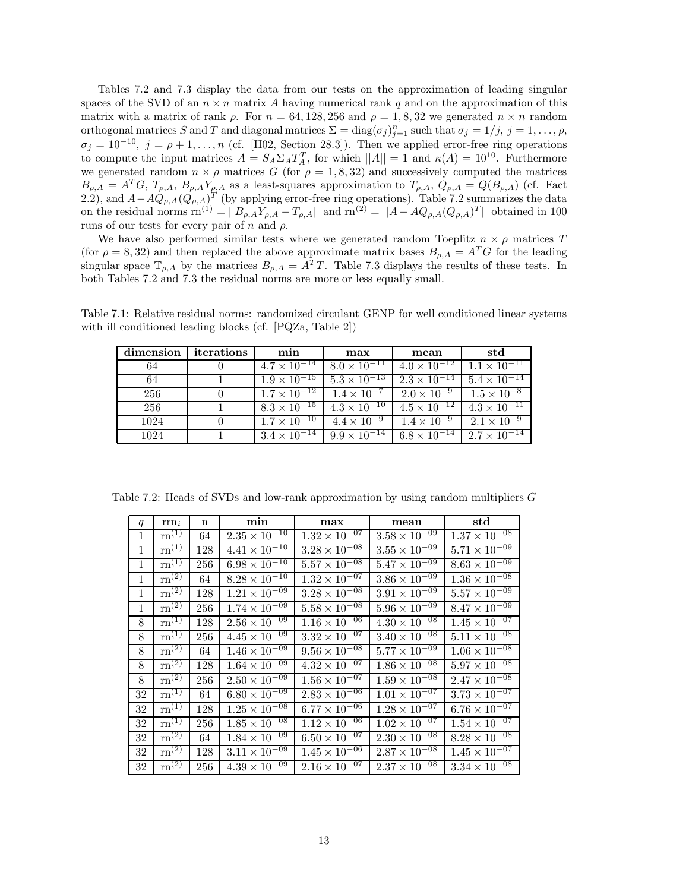Tables 7.2 and 7.3 display the data from our tests on the approximation of leading singular spaces of the SVD of an $n \times n$ matrix $A$ having numerical rank $q$ and on the approximation of this matrix with a matrix of rank $\rho$. For $n = 64, 128, 256$ and $\rho = 1, 8, 32$ we generated $n \times n$ random orthogonal matrices $S$ and $T$ and diagonal matrices $\Sigma = \text{diag}(\sigma_j)_{j=1}^n$ such that $\sigma_j = 1/j$, $j = 1, \ldots, \rho$, $\sigma_j = 10^{-10}$, $j = \rho + 1, \ldots, n$ (cf. [H02, Section 28.3]). Then we applied error-free ring operations to compute the input matrices $A = S_A \Sigma_A T_A^T$, for which $||A|| = 1$ and $\kappa(A) = 10^{10}$. Furthermore we generated random $n \times \rho$ matrices $G$ (for $\rho = 1, 8, 32$) and successively computed the matrices $B_{\rho,A} = A^T G$, $T_{\rho,A}$, $B_{\rho,A} Y_{\rho,A}$ as a least-squares approximation to $T_{\rho,A}$, $Q_{\rho,A} = Q(B_{\rho,A})$ (cf. Fact 2.2), and $A - AQ_{\rho,A}(Q_{\rho,A})^T$ (by applying error-free ring operations). Table 7.2 summarizes the data on the residual norms $\text{rn}^{(1)} = ||B_{\rho,A} Y_{\rho,A} - T_{\rho,A}||$ and $\text{rn}^{(2)} = ||A - AQ_{\rho,A}(Q_{\rho,A})^T||$ obtained in 100 runs of our tests for every pair of $n$ and $\rho$.

We have also performed similar tests where we generated random Toeplitz $n \times \rho$ matrices $T$ (for $\rho = 8, 32$) and then replaced the above approximate matrix bases $B_{\rho,A} = A^T G$ for the leading singular space $\mathbb{T}_{\rho,A}$ by the matrices $B_{\rho,A} = A^T T$. Table 7.3 displays the results of these tests. In both Tables 7.2 and 7.3 the residual norms are more or less equally small.

Table 7.1: Relative residual norms: randomized circulant GENP for well conditioned linear systems with ill conditioned leading blocks (cf. [PQZa, Table 2])

| **dimension** | **iterations** | **min** | **max** | **mean** | **std** |
|---|---|---|---|---|---|
| 64 | 0 | $4.7 \times 10^{-14}$ | $8.0 \times 10^{-11}$ | $4.0 \times 10^{-12}$ | $1.1 \times 10^{-11}$ |
| 64 | 1 | $1.9 \times 10^{-15}$ | $5.3 \times 10^{-13}$ | $2.3 \times 10^{-14}$ | $5.4 \times 10^{-14}$ |
| 256 | 0 | $1.7 \times 10^{-12}$ | $1.4 \times 10^{-7}$ | $2.0 \times 10^{-9}$ | $1.5 \times 10^{-8}$ |
| 256 | 1 | $8.3 \times 10^{-15}$ | $4.3 \times 10^{-10}$ | $4.5 \times 10^{-12}$ | $4.3 \times 10^{-11}$ |
| 1024 | 0 | $1.7 \times 10^{-10}$ | $4.4 \times 10^{-9}$ | $1.4 \times 10^{-9}$ | $2.1 \times 10^{-9}$ |
| 1024 | 1 | $3.4 \times 10^{-14}$ | $9.9 \times 10^{-14}$ | $6.8 \times 10^{-14}$ | $2.7 \times 10^{-14}$ |

Table 7.2: Heads of SVDs and low-rank approximation by using random multipliers $G$

| $q$ | $\text{rrn}_i$ | n | **min** | **max** | **mean** | **std** |
|---|---|---|---|---|---|---|
| 1 | $\text{rn}^{(1)}$ | 64 | $2.35 \times 10^{-10}$ | $1.32 \times 10^{-07}$ | $3.58 \times 10^{-09}$ | $1.37 \times 10^{-08}$ |
| 1 | $\text{rn}^{(1)}$ | 128 | $4.41 \times 10^{-10}$ | $3.28 \times 10^{-08}$ | $3.55 \times 10^{-09}$ | $5.71 \times 10^{-09}$ |
| 1 | $\text{rn}^{(1)}$ | 256 | $6.98 \times 10^{-10}$ | $5.57 \times 10^{-08}$ | $5.47 \times 10^{-09}$ | $8.63 \times 10^{-09}$ |
| 1 | $\text{rn}^{(2)}$ | 64 | $8.28 \times 10^{-10}$ | $1.32 \times 10^{-07}$ | $3.86 \times 10^{-09}$ | $1.36 \times 10^{-08}$ |
| 1 | $\text{rn}^{(2)}$ | 128 | $1.21 \times 10^{-09}$ | $3.28 \times 10^{-08}$ | $3.91 \times 10^{-09}$ | $5.57 \times 10^{-09}$ |
| 1 | $\text{rn}^{(2)}$ | 256 | $1.74 \times 10^{-09}$ | $5.58 \times 10^{-08}$ | $5.96 \times 10^{-09}$ | $8.47 \times 10^{-09}$ |
| 8 | $\text{rn}^{(1)}$ | 128 | $2.56 \times 10^{-09}$ | $1.16 \times 10^{-06}$ | $4.30 \times 10^{-08}$ | $1.45 \times 10^{-07}$ |
| 8 | $\text{rn}^{(1)}$ | 256 | $4.45 \times 10^{-09}$ | $3.32 \times 10^{-07}$ | $3.40 \times 10^{-08}$ | $5.11 \times 10^{-08}$ |
| 8 | $\text{rn}^{(2)}$ | 64 | $1.46 \times 10^{-09}$ | $9.56 \times 10^{-08}$ | $5.77 \times 10^{-09}$ | $1.06 \times 10^{-08}$ |
| 8 | $\text{rn}^{(2)}$ | 128 | $1.64 \times 10^{-09}$ | $4.32 \times 10^{-07}$ | $1.86 \times 10^{-08}$ | $5.97 \times 10^{-08}$ |
| 8 | $\text{rn}^{(2)}$ | 256 | $2.50 \times 10^{-09}$ | $1.56 \times 10^{-07}$ | $1.59 \times 10^{-08}$ | $2.47 \times 10^{-08}$ |
| 32 | $\text{rn}^{(1)}$ | 64 | $6.80 \times 10^{-09}$ | $2.83 \times 10^{-06}$ | $1.01 \times 10^{-07}$ | $3.73 \times 10^{-07}$ |
| 32 | $\text{rn}^{(1)}$ | 128 | $1.25 \times 10^{-08}$ | $6.77 \times 10^{-06}$ | $1.28 \times 10^{-07}$ | $6.76 \times 10^{-07}$ |
| 32 | $\text{rn}^{(1)}$ | 256 | $1.85 \times 10^{-08}$ | $1.12 \times 10^{-06}$ | $1.02 \times 10^{-07}$ | $1.54 \times 10^{-07}$ |
| 32 | $\text{rn}^{(2)}$ | 64 | $1.84 \times 10^{-09}$ | $6.50 \times 10^{-07}$ | $2.30 \times 10^{-08}$ | $8.28 \times 10^{-08}$ |
| 32 | $\text{rn}^{(2)}$ | 128 | $3.11 \times 10^{-09}$ | $1.45 \times 10^{-06}$ | $2.87 \times 10^{-08}$ | $1.45 \times 10^{-07}$ |
| 32 | $\text{rn}^{(2)}$ | 256 | $4.39 \times 10^{-09}$ | $2.16 \times 10^{-07}$ | $2.37 \times 10^{-08}$ | $3.34 \times 10^{-08}$ |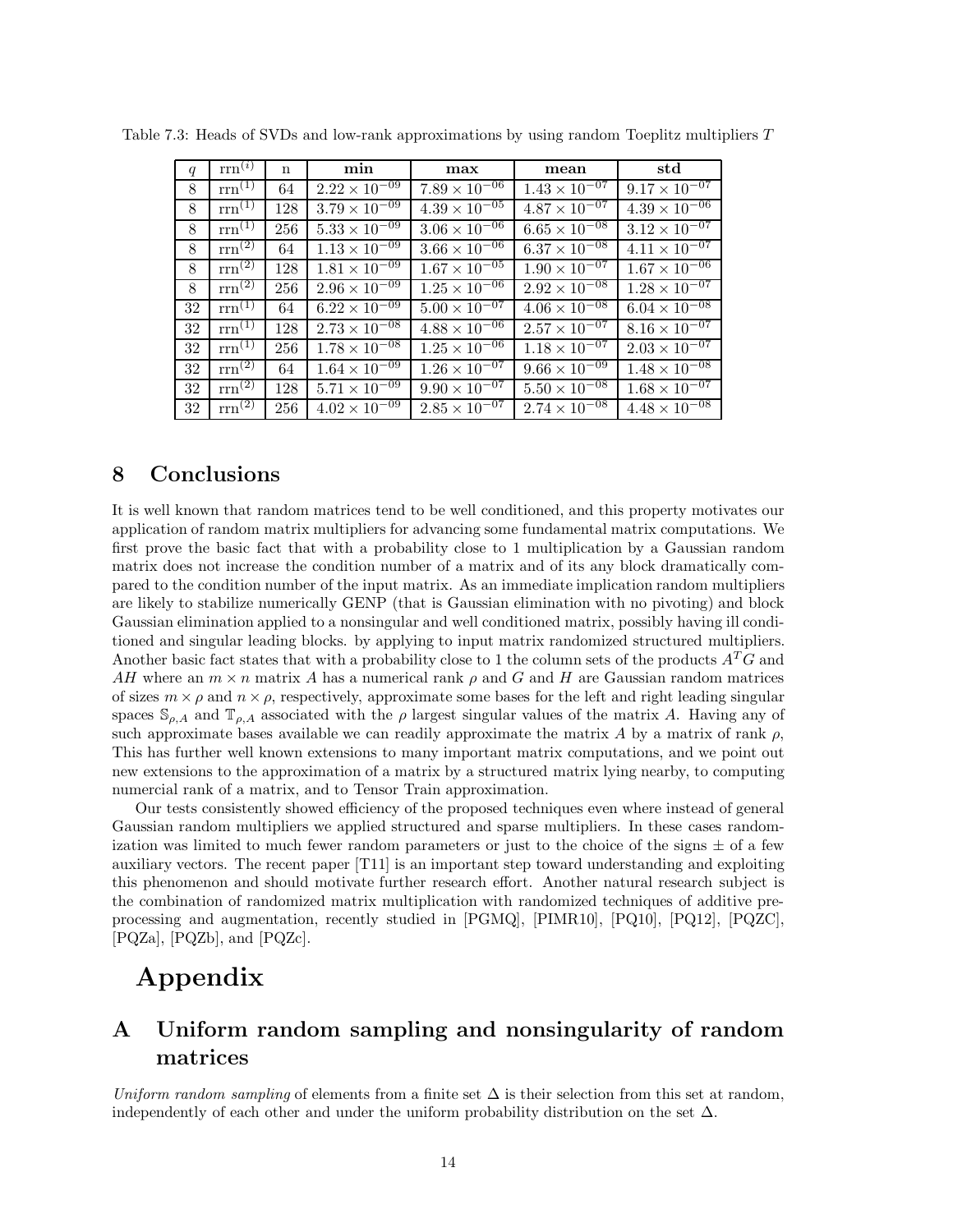Table 7.3: Heads of SVDs and low-rank approximations by using random Toeplitz multipliers $T$

| $q$ | $\mathrm{rrn}^{(i)}$ | n | **min** | **max** | **mean** | **std** |
|---|---|---|---|---|---|---|
| 8 | $\mathrm{rrn}^{(1)}$ | 64 | $2.22 \times 10^{-09}$ | $7.89 \times 10^{-06}$ | $1.43 \times 10^{-07}$ | $9.17 \times 10^{-07}$ |
| 8 | $\mathrm{rrn}^{(1)}$ | 128 | $3.79 \times 10^{-09}$ | $4.39 \times 10^{-05}$ | $4.87 \times 10^{-07}$ | $4.39 \times 10^{-06}$ |
| 8 | $\mathrm{rrn}^{(1)}$ | 256 | $5.33 \times 10^{-09}$ | $3.06 \times 10^{-06}$ | $6.65 \times 10^{-08}$ | $3.12 \times 10^{-07}$ |
| 8 | $\mathrm{rrn}^{(2)}$ | 64 | $1.13 \times 10^{-09}$ | $3.66 \times 10^{-06}$ | $6.37 \times 10^{-08}$ | $4.11 \times 10^{-07}$ |
| 8 | $\mathrm{rrn}^{(2)}$ | 128 | $1.81 \times 10^{-09}$ | $1.67 \times 10^{-05}$ | $1.90 \times 10^{-07}$ | $1.67 \times 10^{-06}$ |
| 8 | $\mathrm{rrn}^{(2)}$ | 256 | $2.96 \times 10^{-09}$ | $1.25 \times 10^{-06}$ | $2.92 \times 10^{-08}$ | $1.28 \times 10^{-07}$ |
| 32 | $\mathrm{rrn}^{(1)}$ | 64 | $6.22 \times 10^{-09}$ | $5.00 \times 10^{-07}$ | $4.06 \times 10^{-08}$ | $6.04 \times 10^{-08}$ |
| 32 | $\mathrm{rrn}^{(1)}$ | 128 | $2.73 \times 10^{-08}$ | $4.88 \times 10^{-06}$ | $2.57 \times 10^{-07}$ | $8.16 \times 10^{-07}$ |
| 32 | $\mathrm{rrn}^{(1)}$ | 256 | $1.78 \times 10^{-08}$ | $1.25 \times 10^{-06}$ | $1.18 \times 10^{-07}$ | $2.03 \times 10^{-07}$ |
| 32 | $\mathrm{rrn}^{(2)}$ | 64 | $1.64 \times 10^{-09}$ | $1.26 \times 10^{-07}$ | $9.66 \times 10^{-09}$ | $1.48 \times 10^{-08}$ |
| 32 | $\mathrm{rrn}^{(2)}$ | 128 | $5.71 \times 10^{-09}$ | $9.90 \times 10^{-07}$ | $5.50 \times 10^{-08}$ | $1.68 \times 10^{-07}$ |
| 32 | $\mathrm{rrn}^{(2)}$ | 256 | $4.02 \times 10^{-09}$ | $2.85 \times 10^{-07}$ | $2.74 \times 10^{-08}$ | $4.48 \times 10^{-08}$ |

## 8 Conclusions

It is well known that random matrices tend to be well conditioned, and this property motivates our application of random matrix multipliers for advancing some fundamental matrix computations. We first prove the basic fact that with a probability close to 1 multiplication by a Gaussian random matrix does not increase the condition number of a matrix and of its any block dramatically compared to the condition number of the input matrix. As an immediate implication random multipliers are likely to stabilize numerically GENP (that is Gaussian elimination with no pivoting) and block Gaussian elimination applied to a nonsingular and well conditioned matrix, possibly having ill conditioned and singular leading blocks. by applying to input matrix randomized structured multipliers. Another basic fact states that with a probability close to 1 the column sets of the products $A^TG$ and $AH$ where an $m \times n$ matrix $A$ has a numerical rank $\rho$ and $G$ and $H$ are Gaussian random matrices of sizes $m \times \rho$ and $n \times \rho$, respectively, approximate some bases for the left and right leading singular spaces $\mathbb{S}_{\rho,A}$ and $\mathbb{T}_{\rho,A}$ associated with the $\rho$ largest singular values of the matrix $A$. Having any of such approximate bases available we can readily approximate the matrix $A$ by a matrix of rank $\rho$, This has further well known extensions to many important matrix computations, and we point out new extensions to the approximation of a matrix by a structured matrix lying nearby, to computing numercial rank of a matrix, and to Tensor Train approximation.

Our tests consistently showed efficiency of the proposed techniques even where instead of general Gaussian random multipliers we applied structured and sparse multipliers. In these cases randomization was limited to much fewer random parameters or just to the choice of the signs $\pm$ of a few auxiliary vectors. The recent paper [T11] is an important step toward understanding and exploiting this phenomenon and should motivate further research effort. Another natural research subject is the combination of randomized matrix multiplication with randomized techniques of additive preprocessing and augmentation, recently studied in [PGMQ], [PIMR10], [PQ10], [PQ12], [PQZC], [PQZa], [PQZb], and [PQZc].

# Appendix

## A Uniform random sampling and nonsingularity of random matrices

*Uniform random sampling* of elements from a finite set $\Delta$ is their selection from this set at random, independently of each other and under the uniform probability distribution on the set $\Delta$.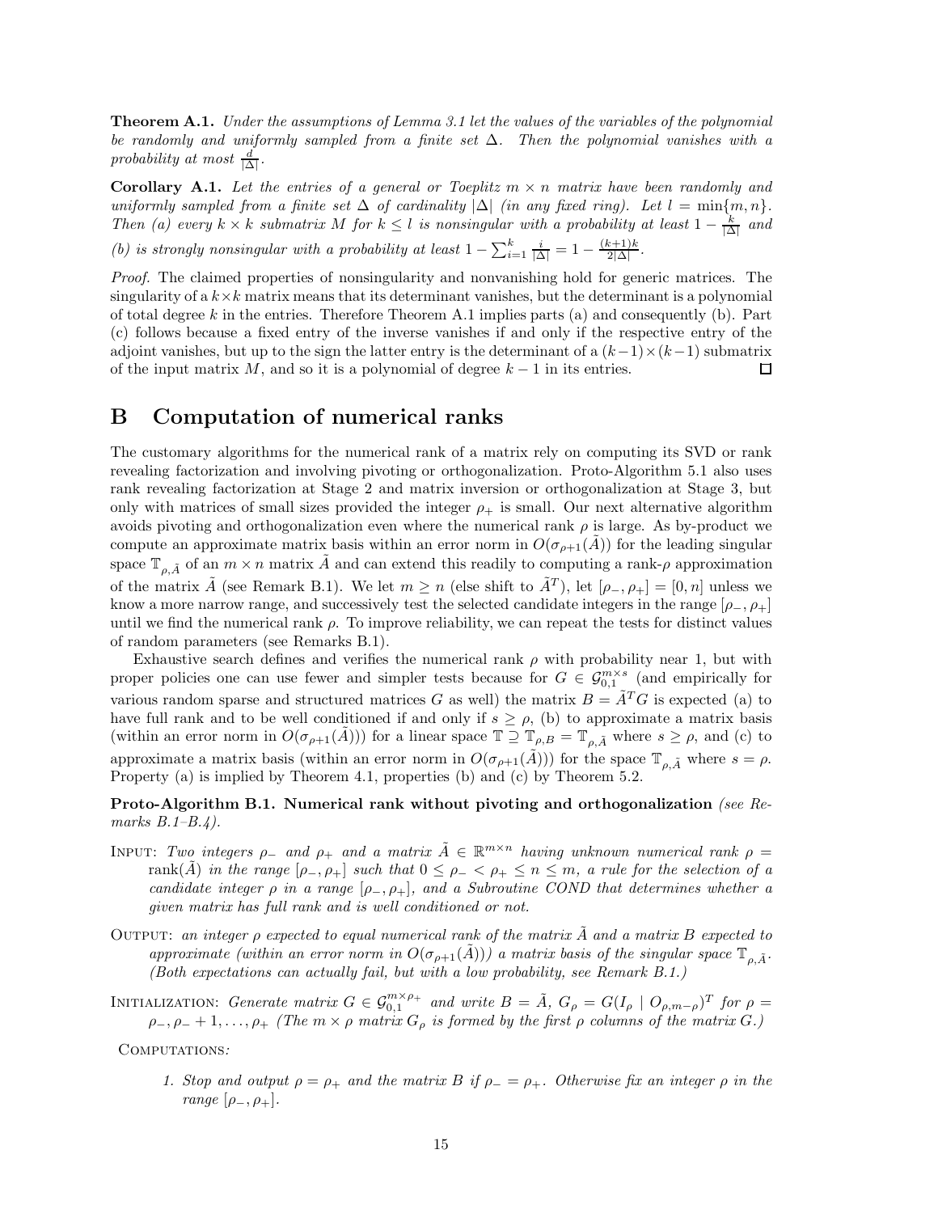**Theorem A.1.** *Under the assumptions of Lemma 3.1 let the values of the variables of the polynomial be randomly and uniformly sampled from a finite set $\Delta$. Then the polynomial vanishes with a probability at most $\frac{d}{|\Delta|}$.*

**Corollary A.1.** *Let the entries of a general or Toeplitz $m \times n$ matrix have been randomly and uniformly sampled from a finite set $\Delta$ of cardinality $|\Delta|$ (in any fixed ring). Let $l = \min\{m, n\}$. Then (a) every $k \times k$ submatrix $M$ for $k \leq l$ is nonsingular with a probability at least $1 - \frac{k}{|\Delta|}$ and (b) is strongly nonsingular with a probability at least $1 - \sum_{i=1}^{k} \frac{i}{|\Delta|} = 1 - \frac{(k+1)k}{2|\Delta|}$.*

*Proof.* The claimed properties of nonsingularity and nonvanishing hold for generic matrices. The singularity of a $k \times k$ matrix means that its determinant vanishes, but the determinant is a polynomial of total degree $k$ in the entries. Therefore Theorem A.1 implies parts (a) and consequently (b). Part (c) follows because a fixed entry of the inverse vanishes if and only if the respective entry of the adjoint vanishes, but up to the sign the latter entry is the determinant of a $(k-1) \times (k-1)$ submatrix of the input matrix $M$, and so it is a polynomial of degree $k - 1$ in its entries. $\square$

# B Computation of numerical ranks

The customary algorithms for the numerical rank of a matrix rely on computing its SVD or rank revealing factorization and involving pivoting or orthogonalization. Proto-Algorithm 5.1 also uses rank revealing factorization at Stage 2 and matrix inversion or orthogonalization at Stage 3, but only with matrices of small sizes provided the integer $\rho_+$ is small. Our next alternative algorithm avoids pivoting and orthogonalization even where the numerical rank $\rho$ is large. As by-product we compute an approximate matrix basis within an error norm in $O(\sigma_{\rho+1}(\tilde{A}))$ for the leading singular space $\mathbb{T}_{\rho,\tilde{A}}$ of an $m \times n$ matrix $\tilde{A}$ and can extend this readily to computing a rank-$\rho$ approximation of the matrix $\tilde{A}$ (see Remark B.1). We let $m \geq n$ (else shift to $\tilde{A}^T$), let $[\rho_-, \rho_+] = [0, n]$ unless we know a more narrow range, and successively test the selected candidate integers in the range $[\rho_-, \rho_+]$ until we find the numerical rank $\rho$. To improve reliability, we can repeat the tests for distinct values of random parameters (see Remarks B.1).

Exhaustive search defines and verifies the numerical rank $\rho$ with probability near 1, but with proper policies one can use fewer and simpler tests because for $G \in \mathcal{G}_{0,1}^{m \times s}$ (and empirically for various random sparse and structured matrices $G$ as well) the matrix $B = \tilde{A}^T G$ is expected (a) to have full rank and to be well conditioned if and only if $s \geq \rho$, (b) to approximate a matrix basis (within an error norm in $O(\sigma_{\rho+1}(\tilde{A}))$) for a linear space $\mathbb{T} \supseteq \mathbb{T}_{\rho,B} = \mathbb{T}_{\rho,\tilde{A}}$ where $s \geq \rho$, and (c) to approximate a matrix basis (within an error norm in $O(\sigma_{\rho+1}(\tilde{A}))$) for the space $\mathbb{T}_{\rho,\tilde{A}}$ where $s = \rho$. Property (a) is implied by Theorem 4.1, properties (b) and (c) by Theorem 5.2.

**Proto-Algorithm B.1. Numerical rank without pivoting and orthogonalization** *(see Remarks B.1–B.4).*

Input: *Two integers $\rho_-$ and $\rho_+$ and a matrix $\tilde{A} \in \mathbb{R}^{m \times n}$ having unknown numerical rank $\rho = \text{rank}(\tilde{A})$ in the range $[\rho_-, \rho_+]$ such that $0 \leq \rho_- < \rho_+ \leq n \leq m$, a rule for the selection of a candidate integer $\rho$ in a range $[\rho_-, \rho_+]$, and a Subroutine COND that determines whether a given matrix has full rank and is well conditioned or not.*

Output: *an integer $\rho$ expected to equal numerical rank of the matrix $\tilde{A}$ and a matrix $B$ expected to approximate (within an error norm in $O(\sigma_{\rho+1}(\tilde{A}))$) a matrix basis of the singular space $\mathbb{T}_{\rho,\tilde{A}}$. (Both expectations can actually fail, but with a low probability, see Remark B.1.)*

Initialization: *Generate matrix $G \in \mathcal{G}_{0,1}^{m \times \rho_+}$ and write $B = \tilde{A}$, $G_\rho = G(I_\rho \mid O_{\rho,m-\rho})^T$ for $\rho = \rho_-, \rho_- + 1, \ldots, \rho_+$ (The $m \times \rho$ matrix $G_\rho$ is formed by the first $\rho$ columns of the matrix $G$.)*

Computations:

1. *Stop and output $\rho = \rho_+$ and the matrix $B$ if $\rho_- = \rho_+$. Otherwise fix an integer $\rho$ in the range $[\rho_-, \rho_+]$.*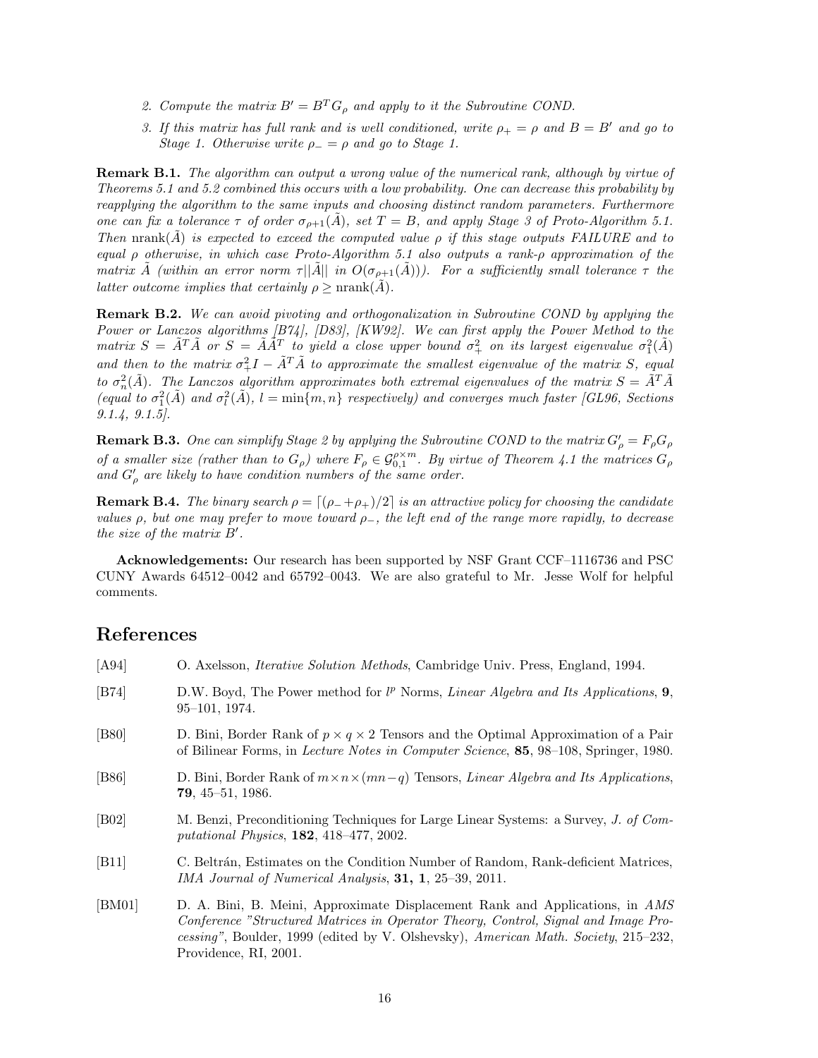2. *Compute the matrix $B' = B^T G_\rho$ and apply to it the Subroutine COND.*

3. *If this matrix has full rank and is well conditioned, write $\rho_+ = \rho$ and $B = B'$ and go to Stage 1. Otherwise write $\rho_- = \rho$ and go to Stage 1.*

**Remark B.1.** *The algorithm can output a wrong value of the numerical rank, although by virtue of Theorems 5.1 and 5.2 combined this occurs with a low probability. One can decrease this probability by reapplying the algorithm to the same inputs and choosing distinct random parameters. Furthermore one can fix a tolerance $\tau$ of order $\sigma_{\rho+1}(\tilde{A})$, set $T = B$, and apply Stage 3 of Proto-Algorithm 5.1. Then $\text{nrank}(\tilde{A})$ is expected to exceed the computed value $\rho$ if this stage outputs FAILURE and to equal $\rho$ otherwise, in which case Proto-Algorithm 5.1 also outputs a rank-$\rho$ approximation of the matrix $\tilde{A}$ (within an error norm $\tau||\tilde{A}||$ in $O(\sigma_{\rho+1}(\tilde{A}))$). For a sufficiently small tolerance $\tau$ the latter outcome implies that certainly $\rho \geq \text{nrank}(\tilde{A})$.*

**Remark B.2.** *We can avoid pivoting and orthogonalization in Subroutine COND by applying the Power or Lanczos algorithms [B74], [D83], [KW92]. We can first apply the Power Method to the matrix $S = \tilde{A}^T \tilde{A}$ or $S = \tilde{A}\tilde{A}^T$ to yield a close upper bound $\sigma_+^2$ on its largest eigenvalue $\sigma_1^2(\tilde{A})$ and then to the matrix $\sigma_+^2 I - \tilde{A}^T \tilde{A}$ to approximate the smallest eigenvalue of the matrix $S$, equal to $\sigma_n^2(\tilde{A})$. The Lanczos algorithm approximates both extremal eigenvalues of the matrix $S = \tilde{A}^T \tilde{A}$ (equal to $\sigma_1^2(\tilde{A})$ and $\sigma_l^2(\tilde{A})$, $l = \min\{m, n\}$ respectively) and converges much faster [GL96, Sections 9.1.4, 9.1.5].*

**Remark B.3.** *One can simplify Stage 2 by applying the Subroutine COND to the matrix $G'_\rho = F_\rho G_\rho$ of a smaller size (rather than to $G_\rho$) where $F_\rho \in \mathcal{G}_{0,1}^{\rho \times m}$. By virtue of Theorem 4.1 the matrices $G_\rho$ and $G'_\rho$ are likely to have condition numbers of the same order.*

**Remark B.4.** *The binary search $\rho = \lceil (\rho_- + \rho_+)/2 \rceil$ is an attractive policy for choosing the candidate values $\rho$, but one may prefer to move toward $\rho_-$, the left end of the range more rapidly, to decrease the size of the matrix $B'$.*

**Acknowledgements:** Our research has been supported by NSF Grant CCF–1116736 and PSC CUNY Awards 64512–0042 and 65792–0043. We are also grateful to Mr. Jesse Wolf for helpful comments.

# References

[A94] O. Axelsson, *Iterative Solution Methods*, Cambridge Univ. Press, England, 1994.

[B74] D.W. Boyd, The Power method for $l^p$ Norms, *Linear Algebra and Its Applications*, **9**, 95–101, 1974.

[B80] D. Bini, Border Rank of $p \times q \times 2$ Tensors and the Optimal Approximation of a Pair of Bilinear Forms, in *Lecture Notes in Computer Science*, **85**, 98–108, Springer, 1980.

[B86] D. Bini, Border Rank of $m \times n \times (mn - q)$ Tensors, *Linear Algebra and Its Applications*, **79**, 45–51, 1986.

[B02] M. Benzi, Preconditioning Techniques for Large Linear Systems: a Survey, *J. of Computational Physics*, **182**, 418–477, 2002.

[B11] C. Beltrán, Estimates on the Condition Number of Random, Rank-deficient Matrices, *IMA Journal of Numerical Analysis*, **31, 1**, 25–39, 2011.

[BM01] D. A. Bini, B. Meini, Approximate Displacement Rank and Applications, in *AMS Conference "Structured Matrices in Operator Theory, Control, Signal and Image Processing"*, Boulder, 1999 (edited by V. Olshevsky), *American Math. Society*, 215–232, Providence, RI, 2001.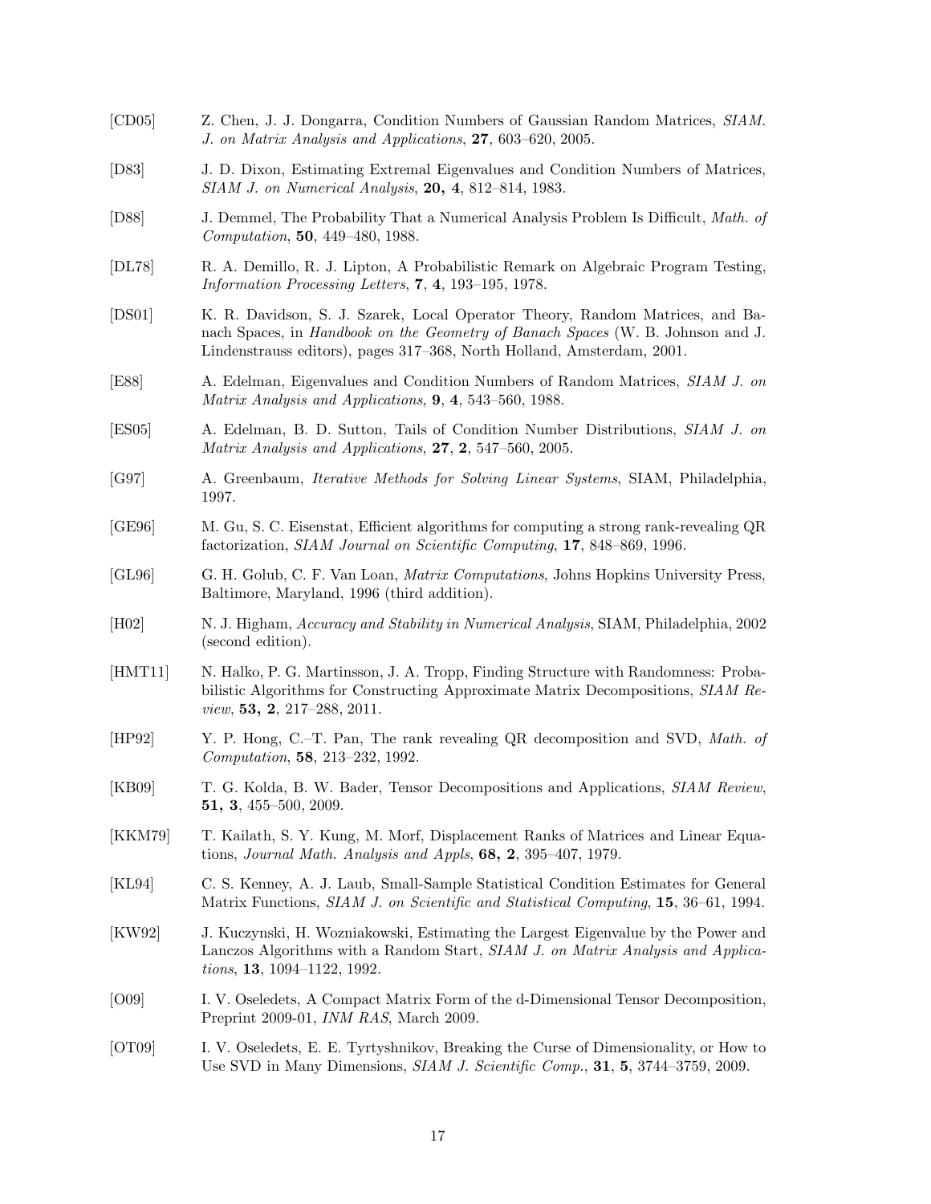[CD05] Z. Chen, J. J. Dongarra, Condition Numbers of Gaussian Random Matrices, *SIAM. J. on Matrix Analysis and Applications*, **27**, 603–620, 2005.

[D83] J. D. Dixon, Estimating Extremal Eigenvalues and Condition Numbers of Matrices, *SIAM J. on Numerical Analysis*, **20, 4**, 812–814, 1983.

[D88] J. Demmel, The Probability That a Numerical Analysis Problem Is Difficult, *Math. of Computation*, **50**, 449–480, 1988.

[DL78] R. A. Demillo, R. J. Lipton, A Probabilistic Remark on Algebraic Program Testing, *Information Processing Letters*, **7, 4**, 193–195, 1978.

[DS01] K. R. Davidson, S. J. Szarek, Local Operator Theory, Random Matrices, and Banach Spaces, in *Handbook on the Geometry of Banach Spaces* (W. B. Johnson and J. Lindenstrauss editors), pages 317–368, North Holland, Amsterdam, 2001.

[E88] A. Edelman, Eigenvalues and Condition Numbers of Random Matrices, *SIAM J. on Matrix Analysis and Applications*, **9, 4**, 543–560, 1988.

[ES05] A. Edelman, B. D. Sutton, Tails of Condition Number Distributions, *SIAM J. on Matrix Analysis and Applications*, **27**, **2**, 547–560, 2005.

[G97] A. Greenbaum, *Iterative Methods for Solving Linear Systems*, SIAM, Philadelphia, 1997.

[GE96] M. Gu, S. C. Eisenstat, Efficient algorithms for computing a strong rank-revealing QR factorization, *SIAM Journal on Scientific Computing*, **17**, 848–869, 1996.

[GL96] G. H. Golub, C. F. Van Loan, *Matrix Computations*, Johns Hopkins University Press, Baltimore, Maryland, 1996 (third addition).

[H02] N. J. Higham, *Accuracy and Stability in Numerical Analysis*, SIAM, Philadelphia, 2002 (second edition).

[HMT11] N. Halko, P. G. Martinsson, J. A. Tropp, Finding Structure with Randomness: Probabilistic Algorithms for Constructing Approximate Matrix Decompositions, *SIAM Review*, **53, 2**, 217–288, 2011.

[HP92] Y. P. Hong, C.–T. Pan, The rank revealing QR decomposition and SVD, *Math. of Computation*, **58**, 213–232, 1992.

[KB09] T. G. Kolda, B. W. Bader, Tensor Decompositions and Applications, *SIAM Review*, **51, 3**, 455–500, 2009.

[KKM79] T. Kailath, S. Y. Kung, M. Morf, Displacement Ranks of Matrices and Linear Equations, *Journal Math. Analysis and Appls*, **68, 2**, 395–407, 1979.

[KL94] C. S. Kenney, A. J. Laub, Small-Sample Statistical Condition Estimates for General Matrix Functions, *SIAM J. on Scientific and Statistical Computing*, **15**, 36–61, 1994.

[KW92] J. Kuczynski, H. Wozniakowski, Estimating the Largest Eigenvalue by the Power and Lanczos Algorithms with a Random Start, *SIAM J. on Matrix Analysis and Applications*, **13**, 1094–1122, 1992.

[O09] I. V. Oseledets, A Compact Matrix Form of the d-Dimensional Tensor Decomposition, Preprint 2009-01, *INM RAS*, March 2009.

[OT09] I. V. Oseledets, E. E. Tyrtyshnikov, Breaking the Curse of Dimensionality, or How to Use SVD in Many Dimensions, *SIAM J. Scientific Comp.*, **31**, **5**, 3744–3759, 2009.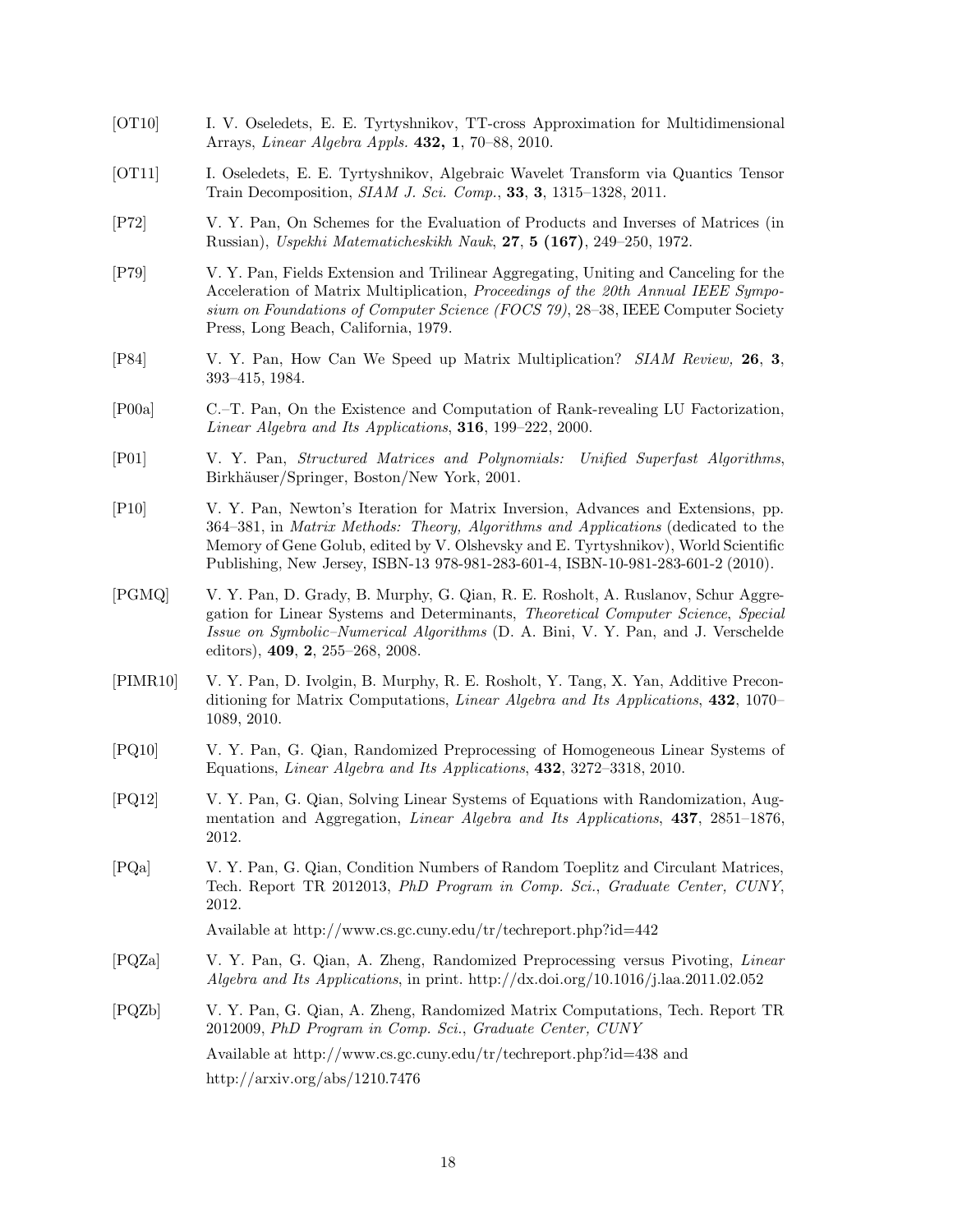[OT10] I. V. Oseledets, E. E. Tyrtyshnikov, TT-cross Approximation for Multidimensional Arrays, *Linear Algebra Appls.* **432, 1**, 70–88, 2010.

[OT11] I. Oseledets, E. E. Tyrtyshnikov, Algebraic Wavelet Transform via Quantics Tensor Train Decomposition, *SIAM J. Sci. Comp.*, **33**, **3**, 1315–1328, 2011.

[P72] V. Y. Pan, On Schemes for the Evaluation of Products and Inverses of Matrices (in Russian), *Uspekhi Matematicheskikh Nauk*, **27**, **5 (167)**, 249–250, 1972.

[P79] V. Y. Pan, Fields Extension and Trilinear Aggregating, Uniting and Canceling for the Acceleration of Matrix Multiplication, *Proceedings of the 20th Annual IEEE Symposium on Foundations of Computer Science (FOCS 79)*, 28–38, IEEE Computer Society Press, Long Beach, California, 1979.

[P84] V. Y. Pan, How Can We Speed up Matrix Multiplication? *SIAM Review,* **26**, **3**, 393–415, 1984.

[P00a] C.–T. Pan, On the Existence and Computation of Rank-revealing LU Factorization, *Linear Algebra and Its Applications*, **316**, 199–222, 2000.

[P01] V. Y. Pan, *Structured Matrices and Polynomials: Unified Superfast Algorithms*, Birkhäuser/Springer, Boston/New York, 2001.

[P10] V. Y. Pan, Newton's Iteration for Matrix Inversion, Advances and Extensions, pp. 364–381, in *Matrix Methods: Theory, Algorithms and Applications* (dedicated to the Memory of Gene Golub, edited by V. Olshevsky and E. Tyrtyshnikov), World Scientific Publishing, New Jersey, ISBN-13 978-981-283-601-4, ISBN-10-981-283-601-2 (2010).

[PGMQ] V. Y. Pan, D. Grady, B. Murphy, G. Qian, R. E. Rosholt, A. Ruslanov, Schur Aggregation for Linear Systems and Determinants, *Theoretical Computer Science*, *Special Issue on Symbolic–Numerical Algorithms* (D. A. Bini, V. Y. Pan, and J. Verschelde editors), **409**, **2**, 255–268, 2008.

[PIMR10] V. Y. Pan, D. Ivolgin, B. Murphy, R. E. Rosholt, Y. Tang, X. Yan, Additive Preconditioning for Matrix Computations, *Linear Algebra and Its Applications*, **432**, 1070–1089, 2010.

[PQ10] V. Y. Pan, G. Qian, Randomized Preprocessing of Homogeneous Linear Systems of Equations, *Linear Algebra and Its Applications*, **432**, 3272–3318, 2010.

[PQ12] V. Y. Pan, G. Qian, Solving Linear Systems of Equations with Randomization, Augmentation and Aggregation, *Linear Algebra and Its Applications*, **437**, 2851–1876, 2012.

[PQa] V. Y. Pan, G. Qian, Condition Numbers of Random Toeplitz and Circulant Matrices, Tech. Report TR 2012013, *PhD Program in Comp. Sci.*, *Graduate Center, CUNY*, 2012.

Available at http://www.cs.gc.cuny.edu/tr/techreport.php?id=442

[PQZa] V. Y. Pan, G. Qian, A. Zheng, Randomized Preprocessing versus Pivoting, *Linear Algebra and Its Applications*, in print. http://dx.doi.org/10.1016/j.laa.2011.02.052

[PQZb] V. Y. Pan, G. Qian, A. Zheng, Randomized Matrix Computations, Tech. Report TR 2012009, *PhD Program in Comp. Sci.*, *Graduate Center, CUNY*

Available at http://www.cs.gc.cuny.edu/tr/techreport.php?id=438 and

http://arxiv.org/abs/1210.7476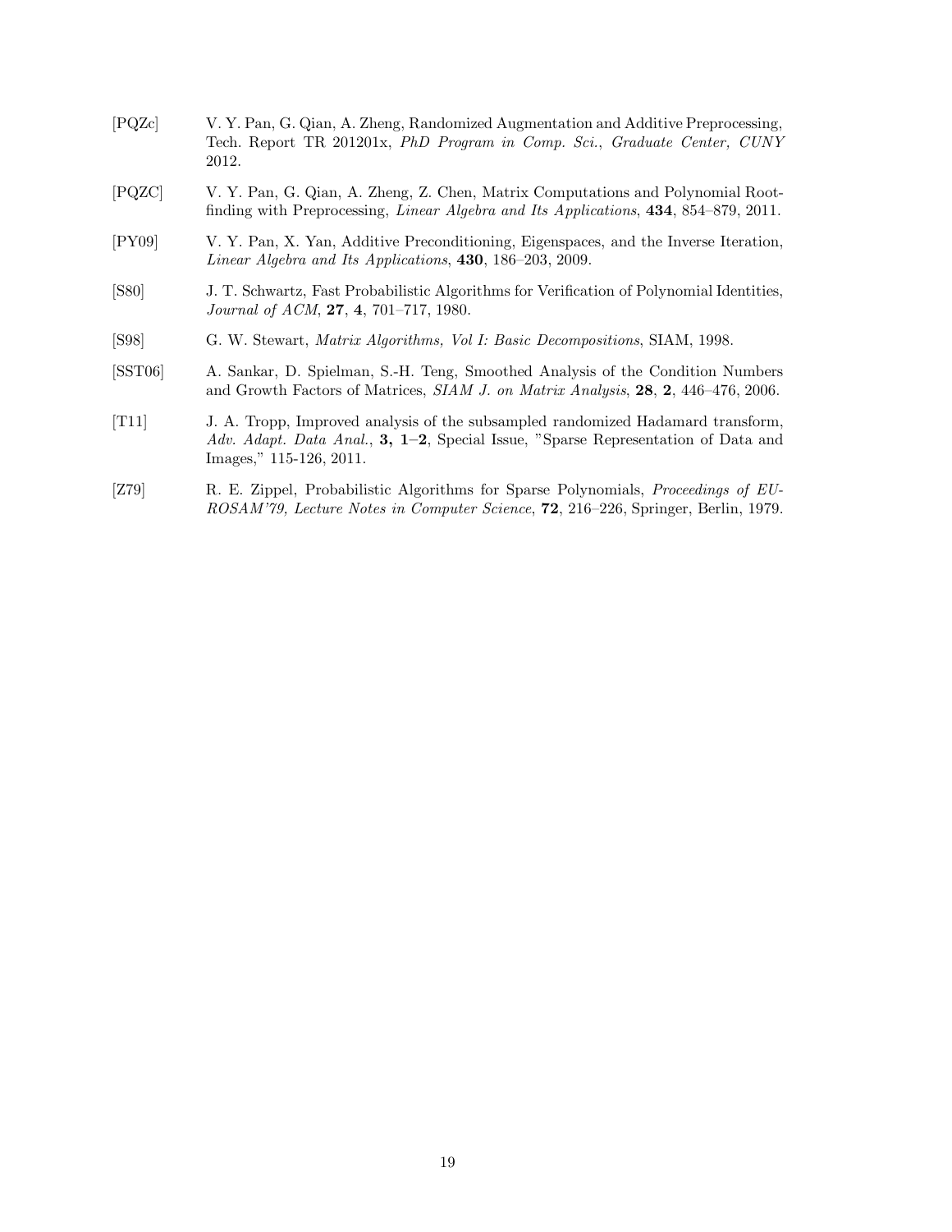[PQZc] V. Y. Pan, G. Qian, A. Zheng, Randomized Augmentation and Additive Preprocessing, Tech. Report TR 201201x, *PhD Program in Comp. Sci., Graduate Center, CUNY* 2012.

[PQZC] V. Y. Pan, G. Qian, A. Zheng, Z. Chen, Matrix Computations and Polynomial Root-finding with Preprocessing, *Linear Algebra and Its Applications*, **434**, 854–879, 2011.

[PY09] V. Y. Pan, X. Yan, Additive Preconditioning, Eigenspaces, and the Inverse Iteration, *Linear Algebra and Its Applications*, **430**, 186–203, 2009.

[S80] J. T. Schwartz, Fast Probabilistic Algorithms for Verification of Polynomial Identities, *Journal of ACM*, **27**, **4**, 701–717, 1980.

[S98] G. W. Stewart, *Matrix Algorithms, Vol I: Basic Decompositions*, SIAM, 1998.

[SST06] A. Sankar, D. Spielman, S.-H. Teng, Smoothed Analysis of the Condition Numbers and Growth Factors of Matrices, *SIAM J. on Matrix Analysis*, **28**, **2**, 446–476, 2006.

[T11] J. A. Tropp, Improved analysis of the subsampled randomized Hadamard transform, *Adv. Adapt. Data Anal.*, **3, 1–2**, Special Issue, "Sparse Representation of Data and Images," 115-126, 2011.

[Z79] R. E. Zippel, Probabilistic Algorithms for Sparse Polynomials, *Proceedings of EUROSAM'79, Lecture Notes in Computer Science*, **72**, 216–226, Springer, Berlin, 1979.